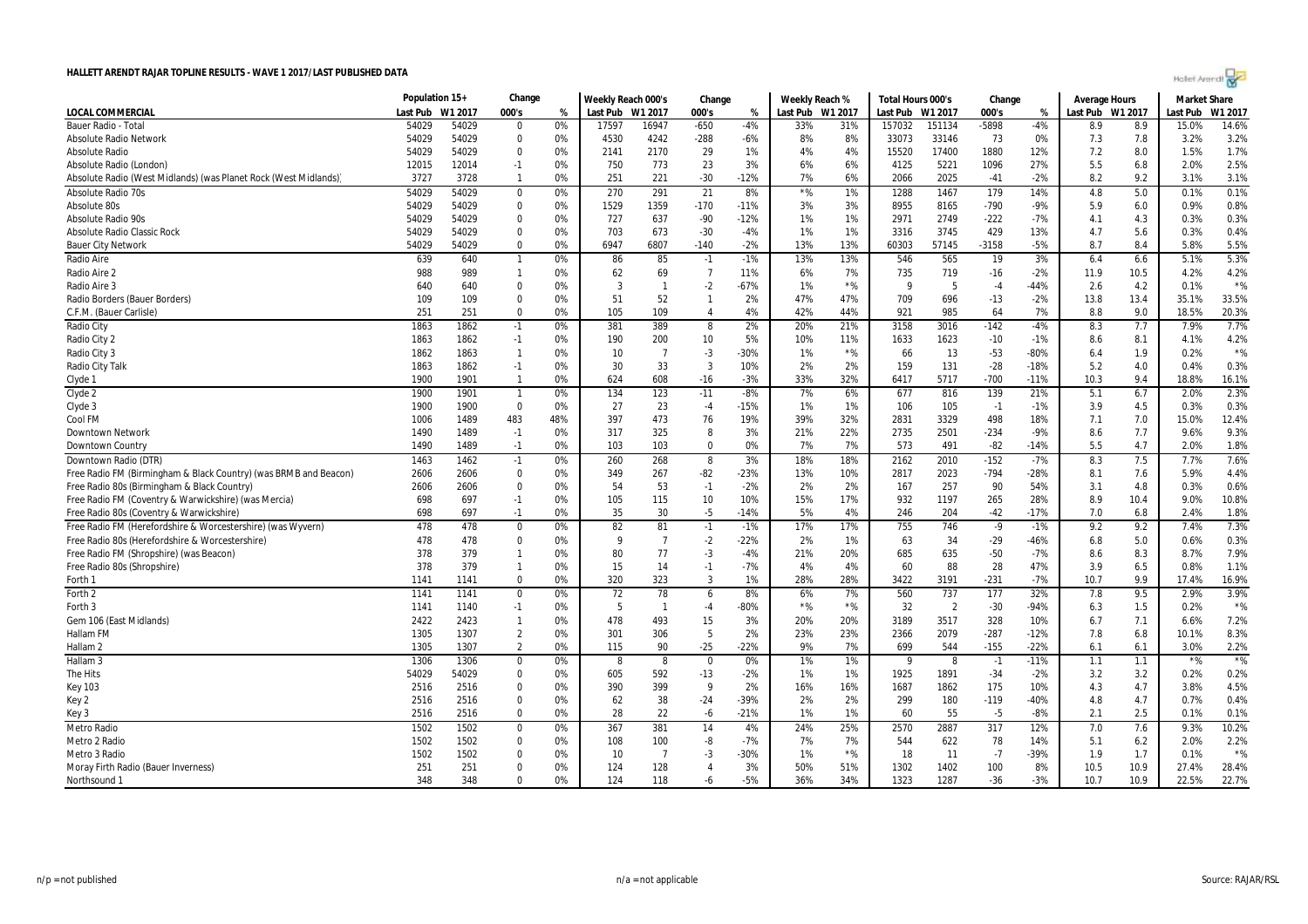# HALLETT ARENDT RAJAR TOPLINE RESULTS - WAVE 1 2017/LAST PUBLISHED DATA

| LOCAL COMMERCIAL | Population 15+ | | Change | | Weekly Reach 000's | | Change | | Weekly Reach % | | Total Hours 000's | | Change | | Average Hours | | Market Share | |
|---|---|---|---|---|---|---|---|---|---|---|---|---|---|---|---|---|---|---|
| | Last Pub | W1 2017 | 000's | % | Last Pub | W1 2017 | 000's | % | Last Pub | W1 2017 | Last Pub | W1 2017 | 000's | % | Last Pub | W1 2017 | Last Pub | W1 2017 |
| Bauer Radio - Total | 54029 | 54029 | 0 | 0% | 17597 | 16947 | -650 | -4% | 33% | 31% | 157032 | 151134 | -5898 | -4% | 8.9 | 8.9 | 15.0% | 14.6% |
| Absolute Radio Network | 54029 | 54029 | 0 | 0% | 4530 | 4242 | -288 | -6% | 8% | 8% | 33073 | 33146 | 73 | 0% | 7.3 | 7.8 | 3.2% | 3.2% |
| Absolute Radio | 54029 | 54029 | 0 | 0% | 2141 | 2170 | 29 | 1% | 4% | 4% | 15520 | 17400 | 1880 | 12% | 7.2 | 8.0 | 1.5% | 1.7% |
| Absolute Radio (London) | 12015 | 12014 | -1 | 0% | 750 | 773 | 23 | 3% | 6% | 6% | 4125 | 5221 | 1096 | 27% | 5.5 | 6.8 | 2.0% | 2.5% |
| Absolute Radio (West Midlands) (was Planet Rock (West Midlands)) | 3727 | 3728 | 1 | 0% | 251 | 221 | -30 | -12% | 7% | 6% | 2066 | 2025 | -41 | -2% | 8.2 | 9.2 | 3.1% | 3.1% |
| Absolute Radio 70s | 54029 | 54029 | 0 | 0% | 270 | 291 | 21 | 8% | *% | 1% | 1288 | 1467 | 179 | 14% | 4.8 | 5.0 | 0.1% | 0.1% |
| Absolute 80s | 54029 | 54029 | 0 | 0% | 1529 | 1359 | -170 | -11% | 3% | 3% | 8955 | 8165 | -790 | -9% | 5.9 | 6.0 | 0.9% | 0.8% |
| Absolute Radio 90s | 54029 | 54029 | 0 | 0% | 727 | 637 | -90 | -12% | 1% | 1% | 2971 | 2749 | -222 | -7% | 4.1 | 4.3 | 0.3% | 0.3% |
| Absolute Radio Classic Rock | 54029 | 54029 | 0 | 0% | 703 | 673 | -30 | -4% | 1% | 1% | 3316 | 3745 | 429 | 13% | 4.7 | 5.6 | 0.3% | 0.4% |
| Bauer City Network | 54029 | 54029 | 0 | 0% | 6947 | 6807 | -140 | -2% | 13% | 13% | 60303 | 57145 | -3158 | -5% | 8.7 | 8.4 | 5.8% | 5.5% |
| Radio Aire | 639 | 640 | 1 | 0% | 86 | 85 | -1 | -1% | 13% | 13% | 546 | 565 | 19 | 3% | 6.4 | 6.6 | 5.1% | 5.3% |
| Radio Aire 2 | 988 | 989 | 1 | 0% | 62 | 69 | 7 | 11% | 6% | 7% | 735 | 719 | -16 | -2% | 11.9 | 10.5 | 4.2% | 4.2% |
| Radio Aire 3 | 640 | 640 | 0 | 0% | 3 | 1 | -2 | -67% | 1% | *% | 9 | 5 | -4 | -44% | 2.6 | 4.2 | 0.1% | *% |
| Radio Borders (Bauer Borders) | 109 | 109 | 0 | 0% | 51 | 52 | 1 | 2% | 47% | 47% | 709 | 696 | -13 | -2% | 13.8 | 13.4 | 35.1% | 33.5% |
| C.F.M. (Bauer Carlisle) | 251 | 251 | 0 | 0% | 105 | 109 | 4 | 4% | 42% | 44% | 921 | 985 | 64 | 7% | 8.8 | 9.0 | 18.5% | 20.3% |
| Radio City | 1863 | 1862 | -1 | 0% | 381 | 389 | 8 | 2% | 20% | 21% | 3158 | 3016 | -142 | -4% | 8.3 | 7.7 | 7.9% | 7.7% |
| Radio City 2 | 1863 | 1862 | -1 | 0% | 190 | 200 | 10 | 5% | 10% | 11% | 1633 | 1623 | -10 | -1% | 8.6 | 8.1 | 4.1% | 4.2% |
| Radio City 3 | 1862 | 1863 | 1 | 0% | 10 | 7 | -3 | -30% | 1% | *% | 66 | 13 | -53 | -80% | 6.4 | 1.9 | 0.2% | *% |
| Radio City Talk | 1863 | 1862 | -1 | 0% | 30 | 33 | 3 | 10% | 2% | 2% | 159 | 131 | -28 | -18% | 5.2 | 4.0 | 0.4% | 0.3% |
| Clyde 1 | 1900 | 1901 | 1 | 0% | 624 | 608 | -16 | -3% | 33% | 32% | 6417 | 5717 | -700 | -11% | 10.3 | 9.4 | 18.8% | 16.1% |
| Clyde 2 | 1900 | 1901 | 1 | 0% | 134 | 123 | -11 | -8% | 7% | 6% | 677 | 816 | 139 | 21% | 5.1 | 6.7 | 2.0% | 2.3% |
| Clyde 3 | 1900 | 1900 | 0 | 0% | 27 | 23 | -4 | -15% | 1% | 1% | 106 | 105 | -1 | -1% | 3.9 | 4.5 | 0.3% | 0.3% |
| Cool FM | 1006 | 1489 | 483 | 48% | 397 | 473 | 76 | 19% | 39% | 32% | 2831 | 3329 | 498 | 18% | 7.1 | 7.0 | 15.0% | 12.4% |
| Downtown Network | 1490 | 1489 | -1 | 0% | 317 | 325 | 8 | 3% | 21% | 22% | 2735 | 2501 | -234 | -9% | 8.6 | 7.7 | 9.6% | 9.3% |
| Downtown Country | 1490 | 1489 | -1 | 0% | 103 | 103 | 0 | 0% | 7% | 7% | 573 | 491 | -82 | -14% | 5.5 | 4.7 | 2.0% | 1.8% |
| Downtown Radio (DTR) | 1463 | 1462 | -1 | 0% | 260 | 268 | 8 | 3% | 18% | 18% | 2162 | 2010 | -152 | -7% | 8.3 | 7.5 | 7.7% | 7.6% |
| Free Radio FM (Birmingham & Black Country) (was BRMB and Beacon) | 2606 | 2606 | 0 | 0% | 349 | 267 | -82 | -23% | 13% | 10% | 2817 | 2023 | -794 | -28% | 8.1 | 7.6 | 5.9% | 4.4% |
| Free Radio 80s (Birmingham & Black Country) | 2606 | 2606 | 0 | 0% | 54 | 53 | -1 | -2% | 2% | 2% | 167 | 257 | 90 | 54% | 3.1 | 4.8 | 0.3% | 0.6% |
| Free Radio FM (Coventry & Warwickshire) (was Mercia) | 698 | 697 | -1 | 0% | 105 | 115 | 10 | 10% | 15% | 17% | 932 | 1197 | 265 | 28% | 8.9 | 10.4 | 9.0% | 10.8% |
| Free Radio 80s (Coventry & Warwickshire) | 698 | 697 | -1 | 0% | 35 | 30 | -5 | -14% | 5% | 4% | 246 | 204 | -42 | -17% | 7.0 | 6.8 | 2.4% | 1.8% |
| Free Radio FM (Herefordshire & Worcestershire) (was Wyvern) | 478 | 478 | 0 | 0% | 82 | 81 | -1 | -1% | 17% | 17% | 755 | 746 | -9 | -1% | 9.2 | 9.2 | 7.4% | 7.3% |
| Free Radio 80s (Herefordshire & Worcestershire) | 478 | 478 | 0 | 0% | 9 | 7 | -2 | -22% | 2% | 1% | 63 | 34 | -29 | -46% | 6.8 | 5.0 | 0.6% | 0.3% |
| Free Radio FM (Shropshire) (was Beacon) | 378 | 379 | 1 | 0% | 80 | 77 | -3 | -4% | 21% | 20% | 685 | 635 | -50 | -7% | 8.6 | 8.3 | 8.7% | 7.9% |
| Free Radio 80s (Shropshire) | 378 | 379 | 1 | 0% | 15 | 14 | -1 | -7% | 4% | 4% | 60 | 88 | 28 | 47% | 3.9 | 6.5 | 0.8% | 1.1% |
| Forth 1 | 1141 | 1141 | 0 | 0% | 320 | 323 | 3 | 1% | 28% | 28% | 3422 | 3191 | -231 | -7% | 10.7 | 9.9 | 17.4% | 16.9% |
| Forth 2 | 1141 | 1141 | 0 | 0% | 72 | 78 | 6 | 8% | 6% | 7% | 560 | 737 | 177 | 32% | 7.8 | 9.5 | 2.9% | 3.9% |
| Forth 3 | 1141 | 1140 | -1 | 0% | 5 | 1 | -4 | -80% | *% | *% | 32 | 2 | -30 | -94% | 6.3 | 1.5 | 0.2% | *% |
| Gem 106 (East Midlands) | 2422 | 2423 | 1 | 0% | 478 | 493 | 15 | 3% | 20% | 20% | 3189 | 3517 | 328 | 10% | 6.7 | 7.1 | 6.6% | 7.2% |
| Hallam FM | 1305 | 1307 | 2 | 0% | 301 | 306 | 5 | 2% | 23% | 23% | 2366 | 2079 | -287 | -12% | 7.8 | 6.8 | 10.1% | 8.3% |
| Hallam 2 | 1305 | 1307 | 2 | 0% | 115 | 90 | -25 | -22% | 9% | 7% | 699 | 544 | -155 | -22% | 6.1 | 6.1 | 3.0% | 2.2% |
| Hallam 3 | 1306 | 1306 | 0 | 0% | 8 | 8 | 0 | 0% | 1% | 1% | 9 | 8 | -1 | -11% | 1.1 | 1.1 | *% | *% |
| The Hits | 54029 | 54029 | 0 | 0% | 605 | 592 | -13 | -2% | 1% | 1% | 1925 | 1891 | -34 | -2% | 3.2 | 3.2 | 0.2% | 0.2% |
| Key 103 | 2516 | 2516 | 0 | 0% | 390 | 399 | 9 | 2% | 16% | 16% | 1687 | 1862 | 175 | 10% | 4.3 | 4.7 | 3.8% | 4.5% |
| Key 2 | 2516 | 2516 | 0 | 0% | 62 | 38 | -24 | -39% | 2% | 2% | 299 | 180 | -119 | -40% | 4.8 | 4.7 | 0.7% | 0.4% |
| Key 3 | 2516 | 2516 | 0 | 0% | 28 | 22 | -6 | -21% | 1% | 1% | 60 | 55 | -5 | -8% | 2.1 | 2.5 | 0.1% | 0.1% |
| Metro Radio | 1502 | 1502 | 0 | 0% | 367 | 381 | 14 | 4% | 24% | 25% | 2570 | 2887 | 317 | 12% | 7.0 | 7.6 | 9.3% | 10.2% |
| Metro 2 Radio | 1502 | 1502 | 0 | 0% | 108 | 100 | -8 | -7% | 7% | 7% | 544 | 622 | 78 | 14% | 5.1 | 6.2 | 2.0% | 2.2% |
| Metro 3 Radio | 1502 | 1502 | 0 | 0% | 10 | 7 | -3 | -30% | 1% | *% | 18 | 11 | -7 | -39% | 1.9 | 1.7 | 0.1% | *% |
| Moray Firth Radio (Bauer Inverness) | 251 | 251 | 0 | 0% | 124 | 128 | 4 | 3% | 50% | 51% | 1302 | 1402 | 100 | 8% | 10.5 | 10.9 | 27.4% | 28.4% |
| Northsound 1 | 348 | 348 | 0 | 0% | 124 | 118 | -6 | -5% | 36% | 34% | 1323 | 1287 | -36 | -3% | 10.7 | 10.9 | 22.5% | 22.7% |

n/p = not published

n/a = not applicable

Source: RAJAR/RSL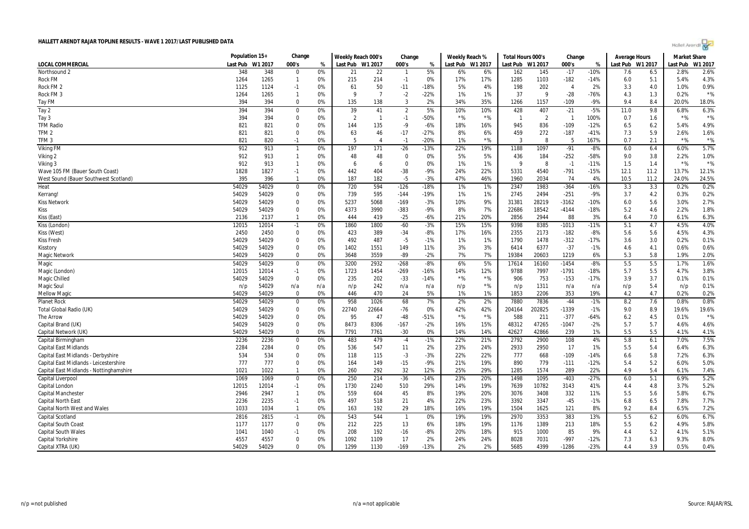# HALLETT ARENDT RAJAR TOPLINE RESULTS - WAVE 1 2017/LAST PUBLISHED DATA

| LOCAL COMMERCIAL | Population 15+ | | Change | | Weekly Reach 000's | | Change | | Weekly Reach % | | Total Hours 000's | | Change | | Average Hours | | Market Share | |
|---|---|---|---|---|---|---|---|---|---|---|---|---|---|---|---|---|---|---|
| | Last Pub | W1 2017 | 000's | % | Last Pub | W1 2017 | 000's | % | Last Pub | W1 2017 | Last Pub | W1 2017 | 000's | % | Last Pub | W1 2017 | Last Pub | W1 2017 |
| Northsound 2 | 348 | 348 | 0 | 0% | 21 | 22 | 1 | 5% | 6% | 6% | 162 | 145 | -17 | -10% | 7.6 | 6.5 | 2.8% | 2.6% |
| Rock FM | 1264 | 1265 | 1 | 0% | 215 | 214 | -1 | 0% | 17% | 17% | 1285 | 1103 | -182 | -14% | 6.0 | 5.1 | 5.4% | 4.3% |
| Rock FM 2 | 1125 | 1124 | -1 | 0% | 61 | 50 | -11 | -18% | 5% | 4% | 198 | 202 | 4 | 2% | 3.3 | 4.0 | 1.0% | 0.9% |
| Rock FM 3 | 1264 | 1265 | 1 | 0% | 9 | 7 | -2 | -22% | 1% | 1% | 37 | 9 | -28 | -76% | 4.3 | 1.3 | 0.2% | *% |
| Tay FM | 394 | 394 | 0 | 0% | 135 | 138 | 3 | 2% | 34% | 35% | 1266 | 1157 | -109 | -9% | 9.4 | 8.4 | 20.0% | 18.0% |
| Tay 2 | 394 | 394 | 0 | 0% | 39 | 41 | 2 | 5% | 10% | 10% | 428 | 407 | -21 | -5% | 11.0 | 9.8 | 6.8% | 6.3% |
| Tay 3 | 394 | 394 | 0 | 0% | 2 | 1 | -1 | -50% | *% | *% | 1 | 2 | 1 | 100% | 0.7 | 1.6 | *% | *% |
| TFM Radio | 821 | 821 | 0 | 0% | 144 | 135 | -9 | -6% | 18% | 16% | 945 | 836 | -109 | -12% | 6.5 | 6.2 | 5.4% | 4.9% |
| TFM 2 | 821 | 821 | 0 | 0% | 63 | 46 | -17 | -27% | 8% | 6% | 459 | 272 | -187 | -41% | 7.3 | 5.9 | 2.6% | 1.6% |
| TFM 3 | 821 | 820 | -1 | 0% | 5 | 4 | -1 | -20% | 1% | *% | 3 | 8 | 5 | 167% | 0.7 | 2.1 | *% | *% |
| Viking FM | 912 | 913 | 1 | 0% | 197 | 171 | -26 | -13% | 22% | 19% | 1188 | 1097 | -91 | -8% | 6.0 | 6.4 | 6.0% | 5.7% |
| Viking 2 | 912 | 913 | 1 | 0% | 48 | 48 | 0 | 0% | 5% | 5% | 436 | 184 | -252 | -58% | 9.0 | 3.8 | 2.2% | 1.0% |
| Viking 3 | 912 | 913 | 1 | 0% | 6 | 6 | 0 | 0% | 1% | 1% | 9 | 8 | -1 | -11% | 1.5 | 1.4 | *% | *% |
| Wave 105 FM (Bauer South Coast) | 1828 | 1827 | -1 | 0% | 442 | 404 | -38 | -9% | 24% | 22% | 5331 | 4540 | -791 | -15% | 12.1 | 11.2 | 13.7% | 12.1% |
| West Sound (Bauer Southwest Scotland) | 395 | 396 | 1 | 0% | 187 | 182 | -5 | -3% | 47% | 46% | 1960 | 2034 | 74 | 4% | 10.5 | 11.2 | 24.0% | 24.5% |
| Heat | 54029 | 54029 | 0 | 0% | 720 | 594 | -126 | -18% | 1% | 1% | 2347 | 1983 | -364 | -16% | 3.3 | 3.3 | 0.2% | 0.2% |
| Kerrang! | 54029 | 54029 | 0 | 0% | 739 | 595 | -144 | -19% | 1% | 1% | 2745 | 2494 | -251 | -9% | 3.7 | 4.2 | 0.3% | 0.2% |
| Kiss Network | 54029 | 54029 | 0 | 0% | 5237 | 5068 | -169 | -3% | 10% | 9% | 31381 | 28219 | -3162 | -10% | 6.0 | 5.6 | 3.0% | 2.7% |
| Kiss | 54029 | 54029 | 0 | 0% | 4373 | 3990 | -383 | -9% | 8% | 7% | 22686 | 18542 | -4144 | -18% | 5.2 | 4.6 | 2.2% | 1.8% |
| Kiss (East) | 2136 | 2137 | 1 | 0% | 444 | 419 | -25 | -6% | 21% | 20% | 2856 | 2944 | 88 | 3% | 6.4 | 7.0 | 6.1% | 6.3% |
| Kiss (London) | 12015 | 12014 | -1 | 0% | 1860 | 1800 | -60 | -3% | 15% | 15% | 9398 | 8385 | -1013 | -11% | 5.1 | 4.7 | 4.5% | 4.0% |
| Kiss (West) | 2450 | 2450 | 0 | 0% | 423 | 389 | -34 | -8% | 17% | 16% | 2355 | 2173 | -182 | -8% | 5.6 | 5.6 | 4.5% | 4.3% |
| Kiss Fresh | 54029 | 54029 | 0 | 0% | 492 | 487 | -5 | -1% | 1% | 1% | 1790 | 1478 | -312 | -17% | 3.6 | 3.0 | 0.2% | 0.1% |
| Kisstory | 54029 | 54029 | 0 | 0% | 1402 | 1551 | 149 | 11% | 3% | 3% | 6414 | 6377 | -37 | -1% | 4.6 | 4.1 | 0.6% | 0.6% |
| Magic Network | 54029 | 54029 | 0 | 0% | 3648 | 3559 | -89 | -2% | 7% | 7% | 19384 | 20603 | 1219 | 6% | 5.3 | 5.8 | 1.9% | 2.0% |
| Magic | 54029 | 54029 | 0 | 0% | 3200 | 2932 | -268 | -8% | 6% | 5% | 17614 | 16160 | -1454 | -8% | 5.5 | 5.5 | 1.7% | 1.6% |
| Magic (London) | 12015 | 12014 | -1 | 0% | 1723 | 1454 | -269 | -16% | 14% | 12% | 9788 | 7997 | -1791 | -18% | 5.7 | 5.5 | 4.7% | 3.8% |
| Magic Chilled | 54029 | 54029 | 0 | 0% | 235 | 202 | -33 | -14% | *% | *% | 906 | 753 | -153 | -17% | 3.9 | 3.7 | 0.1% | 0.1% |
| Magic Soul | n/p | 54029 | n/a | n/a | n/p | 242 | n/a | n/a | n/p | *% | n/p | 1311 | n/a | n/a | n/p | 5.4 | n/p | 0.1% |
| Mellow Magic | 54029 | 54029 | 0 | 0% | 446 | 470 | 24 | 5% | 1% | 1% | 1853 | 2206 | 353 | 19% | 4.2 | 4.7 | 0.2% | 0.2% |
| Planet Rock | 54029 | 54029 | 0 | 0% | 958 | 1026 | 68 | 7% | 2% | 2% | 7880 | 7836 | -44 | -1% | 8.2 | 7.6 | 0.8% | 0.8% |
| Total Global Radio (UK) | 54029 | 54029 | 0 | 0% | 22740 | 22664 | -76 | 0% | 42% | 42% | 204164 | 202825 | -1339 | -1% | 9.0 | 8.9 | 19.6% | 19.6% |
| The Arrow | 54029 | 54029 | 0 | 0% | 95 | 47 | -48 | -51% | *% | *% | 588 | 211 | -377 | -64% | 6.2 | 4.5 | 0.1% | *% |
| Capital Brand (UK) | 54029 | 54029 | 0 | 0% | 8473 | 8306 | -167 | -2% | 16% | 15% | 48312 | 47265 | -1047 | -2% | 5.7 | 5.7 | 4.6% | 4.6% |
| Capital Network (UK) | 54029 | 54029 | 0 | 0% | 7791 | 7761 | -30 | 0% | 14% | 14% | 42627 | 42866 | 239 | 1% | 5.5 | 5.5 | 4.1% | 4.1% |
| Capital Birmingham | 2236 | 2236 | 0 | 0% | 483 | 479 | -4 | -1% | 22% | 21% | 2792 | 2900 | 108 | 4% | 5.8 | 6.1 | 7.0% | 7.5% |
| Capital East Midlands | 2284 | 2284 | 0 | 0% | 536 | 547 | 11 | 2% | 23% | 24% | 2933 | 2950 | 17 | 1% | 5.5 | 5.4 | 6.4% | 6.3% |
| Capital East Midlands - Derbyshire | 534 | 534 | 0 | 0% | 118 | 115 | -3 | -3% | 22% | 22% | 777 | 668 | -109 | -14% | 6.6 | 5.8 | 7.2% | 6.3% |
| Capital East Midlands - Leicestershire | 777 | 777 | 0 | 0% | 164 | 149 | -15 | -9% | 21% | 19% | 890 | 779 | -111 | -12% | 5.4 | 5.2 | 6.0% | 5.0% |
| Capital East Midlands - Nottinghamshire | 1021 | 1022 | 1 | 0% | 260 | 292 | 32 | 12% | 25% | 29% | 1285 | 1574 | 289 | 22% | 4.9 | 5.4 | 6.1% | 7.4% |
| Capital Liverpool | 1069 | 1069 | 0 | 0% | 250 | 214 | -36 | -14% | 23% | 20% | 1498 | 1095 | -403 | -27% | 6.0 | 5.1 | 6.9% | 5.2% |
| Capital London | 12015 | 12014 | -1 | 0% | 1730 | 2240 | 510 | 29% | 14% | 19% | 7639 | 10782 | 3143 | 41% | 4.4 | 4.8 | 3.7% | 5.2% |
| Capital Manchester | 2946 | 2947 | 1 | 0% | 559 | 604 | 45 | 8% | 19% | 20% | 3076 | 3408 | 332 | 11% | 5.5 | 5.6 | 5.8% | 6.7% |
| Capital North East | 2236 | 2235 | -1 | 0% | 497 | 518 | 21 | 4% | 22% | 23% | 3392 | 3347 | -45 | -1% | 6.8 | 6.5 | 7.8% | 7.7% |
| Capital North West and Wales | 1033 | 1034 | 1 | 0% | 163 | 192 | 29 | 18% | 16% | 19% | 1504 | 1625 | 121 | 8% | 9.2 | 8.4 | 6.5% | 7.2% |
| Capital Scotland | 2816 | 2815 | -1 | 0% | 543 | 544 | 1 | 0% | 19% | 19% | 2970 | 3353 | 383 | 13% | 5.5 | 6.2 | 6.0% | 6.7% |
| Capital South Coast | 1177 | 1177 | 0 | 0% | 212 | 225 | 13 | 6% | 18% | 19% | 1176 | 1389 | 213 | 18% | 5.5 | 6.2 | 4.9% | 5.8% |
| Capital South Wales | 1041 | 1040 | -1 | 0% | 208 | 192 | -16 | -8% | 20% | 18% | 915 | 1000 | 85 | 9% | 4.4 | 5.2 | 4.1% | 5.1% |
| Capital Yorkshire | 4557 | 4557 | 0 | 0% | 1092 | 1109 | 17 | 2% | 24% | 24% | 8028 | 7031 | -997 | -12% | 7.3 | 6.3 | 9.3% | 8.0% |
| Capital XTRA (UK) | 54029 | 54029 | 0 | 0% | 1299 | 1130 | -169 | -13% | 2% | 2% | 5685 | 4399 | -1286 | -23% | 4.4 | 3.9 | 0.5% | 0.4% |

n/p = not published  n/a = not applicable  Source: RAJAR/RSL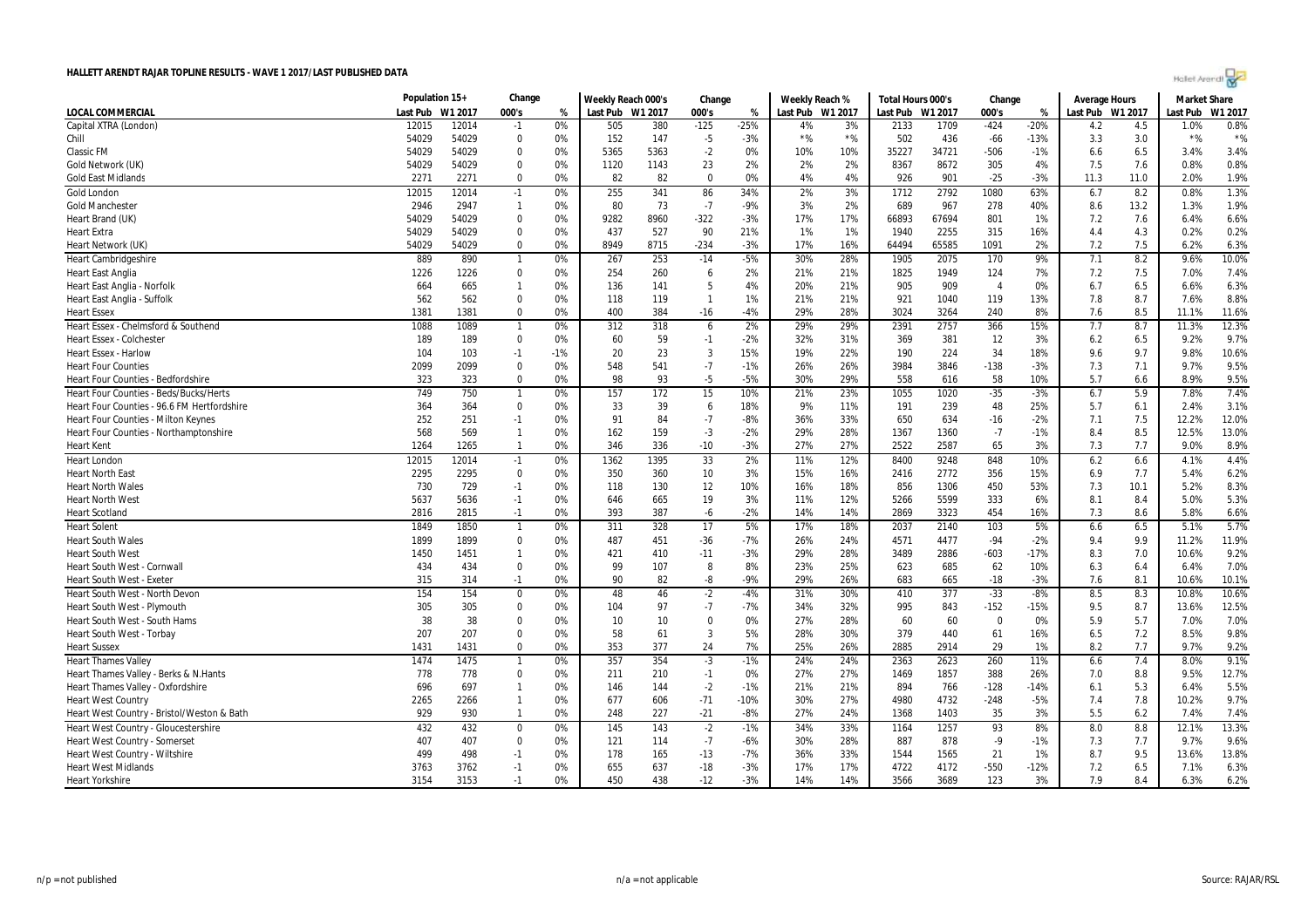# HALLETT ARENDT RAJAR TOPLINE RESULTS - WAVE 1 2017/LAST PUBLISHED DATA

| LOCAL COMMERCIAL | Population 15+ | | Change | | Weekly Reach 000's | | Change | | Weekly Reach % | | Total Hours 000's | | Change | | Average Hours | | Market Share | |
|---|---|---|---|---|---|---|---|---|---|---|---|---|---|---|---|---|---|---|
| | Last Pub | W1 2017 | 000's | % | Last Pub | W1 2017 | 000's | % | Last Pub | W1 2017 | Last Pub | W1 2017 | 000's | % | Last Pub | W1 2017 | Last Pub | W1 2017 |
| Capital XTRA (London) | 12015 | 12014 | -1 | 0% | 505 | 380 | -125 | -25% | 4% | 3% | 2133 | 1709 | -424 | -20% | 4.2 | 4.5 | 1.0% | 0.8% |
| Chill | 54029 | 54029 | 0 | 0% | 152 | 147 | -5 | -3% | *% | *% | 502 | 436 | -66 | -13% | 3.3 | 3.0 | *% | *% |
| Classic FM | 54029 | 54029 | 0 | 0% | 5365 | 5363 | -2 | 0% | 10% | 10% | 35227 | 34721 | -506 | -1% | 6.6 | 6.5 | 3.4% | 3.4% |
| Gold Network (UK) | 54029 | 54029 | 0 | 0% | 1120 | 1143 | 23 | 2% | 2% | 2% | 8367 | 8672 | 305 | 4% | 7.5 | 7.6 | 0.8% | 0.8% |
| Gold East Midlands | 2271 | 2271 | 0 | 0% | 82 | 82 | 0 | 0% | 4% | 4% | 926 | 901 | -25 | -3% | 11.3 | 11.0 | 2.0% | 1.9% |
| Gold London | 12015 | 12014 | -1 | 0% | 255 | 341 | 86 | 34% | 2% | 3% | 1712 | 2792 | 1080 | 63% | 6.7 | 8.2 | 0.8% | 1.3% |
| Gold Manchester | 2946 | 2947 | 1 | 0% | 80 | 73 | -7 | -9% | 3% | 2% | 689 | 967 | 278 | 40% | 8.6 | 13.2 | 1.3% | 1.9% |
| Heart Brand (UK) | 54029 | 54029 | 0 | 0% | 9282 | 8960 | -322 | -3% | 17% | 17% | 66893 | 67694 | 801 | 1% | 7.2 | 7.6 | 6.4% | 6.6% |
| Heart Extra | 54029 | 54029 | 0 | 0% | 437 | 527 | 90 | 21% | 1% | 1% | 1940 | 2255 | 315 | 16% | 4.4 | 4.3 | 0.2% | 0.2% |
| Heart Network (UK) | 54029 | 54029 | 0 | 0% | 8949 | 8715 | -234 | -3% | 17% | 16% | 64494 | 65585 | 1091 | 2% | 7.2 | 7.5 | 6.2% | 6.3% |
| Heart Cambridgeshire | 889 | 890 | 1 | 0% | 267 | 253 | -14 | -5% | 30% | 28% | 1905 | 2075 | 170 | 9% | 7.1 | 8.2 | 9.6% | 10.0% |
| Heart East Anglia | 1226 | 1226 | 0 | 0% | 254 | 260 | 6 | 2% | 21% | 21% | 1825 | 1949 | 124 | 7% | 7.2 | 7.5 | 7.0% | 7.4% |
| Heart East Anglia - Norfolk | 664 | 665 | 1 | 0% | 136 | 141 | 5 | 4% | 20% | 21% | 905 | 909 | 4 | 0% | 6.7 | 6.5 | 6.6% | 6.3% |
| Heart East Anglia - Suffolk | 562 | 562 | 0 | 0% | 118 | 119 | 1 | 1% | 21% | 21% | 921 | 1040 | 119 | 13% | 7.8 | 8.7 | 7.6% | 8.8% |
| Heart Essex | 1381 | 1381 | 0 | 0% | 400 | 384 | -16 | -4% | 29% | 28% | 3024 | 3264 | 240 | 8% | 7.6 | 8.5 | 11.1% | 11.6% |
| Heart Essex - Chelmsford & Southend | 1088 | 1089 | 1 | 0% | 312 | 318 | 6 | 2% | 29% | 29% | 2391 | 2757 | 366 | 15% | 7.7 | 8.7 | 11.3% | 12.3% |
| Heart Essex - Colchester | 189 | 189 | 0 | 0% | 60 | 59 | -1 | -2% | 32% | 31% | 369 | 381 | 12 | 3% | 6.2 | 6.5 | 9.2% | 9.7% |
| Heart Essex - Harlow | 104 | 103 | -1 | -1% | 20 | 23 | 3 | 15% | 19% | 22% | 190 | 224 | 34 | 18% | 9.6 | 9.7 | 9.8% | 10.6% |
| Heart Four Counties | 2099 | 2099 | 0 | 0% | 548 | 541 | -7 | -1% | 26% | 26% | 3984 | 3846 | -138 | -3% | 7.3 | 7.1 | 9.7% | 9.5% |
| Heart Four Counties - Bedfordshire | 323 | 323 | 0 | 0% | 98 | 93 | -5 | -5% | 30% | 29% | 558 | 616 | 58 | 10% | 5.7 | 6.6 | 8.9% | 9.5% |
| Heart Four Counties - Beds/Bucks/Herts | 749 | 750 | 1 | 0% | 157 | 172 | 15 | 10% | 21% | 23% | 1055 | 1020 | -35 | -3% | 6.7 | 5.9 | 7.8% | 7.4% |
| Heart Four Counties - 96.6 FM Hertfordshire | 364 | 364 | 0 | 0% | 33 | 39 | 6 | 18% | 9% | 11% | 191 | 239 | 48 | 25% | 5.7 | 6.1 | 2.4% | 3.1% |
| Heart Four Counties - Milton Keynes | 252 | 251 | -1 | 0% | 91 | 84 | -7 | -8% | 36% | 33% | 650 | 634 | -16 | -2% | 7.1 | 7.5 | 12.2% | 12.0% |
| Heart Four Counties - Northamptonshire | 568 | 569 | 1 | 0% | 162 | 159 | -3 | -2% | 29% | 28% | 1367 | 1360 | -7 | -1% | 8.4 | 8.5 | 12.5% | 13.0% |
| Heart Kent | 1264 | 1265 | 1 | 0% | 346 | 336 | -10 | -3% | 27% | 27% | 2522 | 2587 | 65 | 3% | 7.3 | 7.7 | 9.0% | 8.9% |
| Heart London | 12015 | 12014 | -1 | 0% | 1362 | 1395 | 33 | 2% | 11% | 12% | 8400 | 9248 | 848 | 10% | 6.2 | 6.6 | 4.1% | 4.4% |
| Heart North East | 2295 | 2295 | 0 | 0% | 350 | 360 | 10 | 3% | 15% | 16% | 2416 | 2772 | 356 | 15% | 6.9 | 7.7 | 5.4% | 6.2% |
| Heart North Wales | 730 | 729 | -1 | 0% | 118 | 130 | 12 | 10% | 16% | 18% | 856 | 1306 | 450 | 53% | 7.3 | 10.1 | 5.2% | 8.3% |
| Heart North West | 5637 | 5636 | -1 | 0% | 646 | 665 | 19 | 3% | 11% | 12% | 5266 | 5599 | 333 | 6% | 8.1 | 8.4 | 5.0% | 5.3% |
| Heart Scotland | 2816 | 2815 | -1 | 0% | 393 | 387 | -6 | -2% | 14% | 14% | 2869 | 3323 | 454 | 16% | 7.3 | 8.6 | 5.8% | 6.6% |
| Heart Solent | 1849 | 1850 | 1 | 0% | 311 | 328 | 17 | 5% | 17% | 18% | 2037 | 2140 | 103 | 5% | 6.6 | 6.5 | 5.1% | 5.7% |
| Heart South Wales | 1899 | 1899 | 0 | 0% | 487 | 451 | -36 | -7% | 26% | 24% | 4571 | 4477 | -94 | -2% | 9.4 | 9.9 | 11.2% | 11.9% |
| Heart South West | 1450 | 1451 | 1 | 0% | 421 | 410 | -11 | -3% | 29% | 28% | 3489 | 2886 | -603 | -17% | 8.3 | 7.0 | 10.6% | 9.2% |
| Heart South West - Cornwall | 434 | 434 | 0 | 0% | 99 | 107 | 8 | 8% | 23% | 25% | 623 | 685 | 62 | 10% | 6.3 | 6.4 | 6.4% | 7.0% |
| Heart South West - Exeter | 315 | 314 | -1 | 0% | 90 | 82 | -8 | -9% | 29% | 26% | 683 | 665 | -18 | -3% | 7.6 | 8.1 | 10.6% | 10.1% |
| Heart South West - North Devon | 154 | 154 | 0 | 0% | 48 | 46 | -2 | -4% | 31% | 30% | 410 | 377 | -33 | -8% | 8.5 | 8.3 | 10.8% | 10.6% |
| Heart South West - Plymouth | 305 | 305 | 0 | 0% | 104 | 97 | -7 | -7% | 34% | 32% | 995 | 843 | -152 | -15% | 9.5 | 8.7 | 13.6% | 12.5% |
| Heart South West - South Hams | 38 | 38 | 0 | 0% | 10 | 10 | 0 | 0% | 27% | 28% | 60 | 60 | 0 | 0% | 5.9 | 5.7 | 7.0% | 7.0% |
| Heart South West - Torbay | 207 | 207 | 0 | 0% | 58 | 61 | 3 | 5% | 28% | 30% | 379 | 440 | 61 | 16% | 6.5 | 7.2 | 8.5% | 9.8% |
| Heart Sussex | 1431 | 1431 | 0 | 0% | 353 | 377 | 24 | 7% | 25% | 26% | 2885 | 2914 | 29 | 1% | 8.2 | 7.7 | 9.7% | 9.2% |
| Heart Thames Valley | 1474 | 1475 | 1 | 0% | 357 | 354 | -3 | -1% | 24% | 24% | 2363 | 2623 | 260 | 11% | 6.6 | 7.4 | 8.0% | 9.1% |
| Heart Thames Valley - Berks & N.Hants | 778 | 778 | 0 | 0% | 211 | 210 | -1 | 0% | 27% | 27% | 1469 | 1857 | 388 | 26% | 7.0 | 8.8 | 9.5% | 12.7% |
| Heart Thames Valley - Oxfordshire | 696 | 697 | 1 | 0% | 146 | 144 | -2 | -1% | 21% | 21% | 894 | 766 | -128 | -14% | 6.1 | 5.3 | 6.4% | 5.5% |
| Heart West Country | 2265 | 2266 | 1 | 0% | 677 | 606 | -71 | -10% | 30% | 27% | 4980 | 4732 | -248 | -5% | 7.4 | 7.8 | 10.2% | 9.7% |
| Heart West Country - Bristol/Weston & Bath | 929 | 930 | 1 | 0% | 248 | 227 | -21 | -8% | 27% | 24% | 1368 | 1403 | 35 | 3% | 5.5 | 6.2 | 7.4% | 7.4% |
| Heart West Country - Gloucestershire | 432 | 432 | 0 | 0% | 145 | 143 | -2 | -1% | 34% | 33% | 1164 | 1257 | 93 | 8% | 8.0 | 8.8 | 12.1% | 13.3% |
| Heart West Country - Somerset | 407 | 407 | 0 | 0% | 121 | 114 | -7 | -6% | 30% | 28% | 887 | 878 | -9 | -1% | 7.3 | 7.7 | 9.7% | 9.6% |
| Heart West Country - Wiltshire | 499 | 498 | -1 | 0% | 178 | 165 | -13 | -7% | 36% | 33% | 1544 | 1565 | 21 | 1% | 8.7 | 9.5 | 13.6% | 13.8% |
| Heart West Midlands | 3763 | 3762 | -1 | 0% | 655 | 637 | -18 | -3% | 17% | 17% | 4722 | 4172 | -550 | -12% | 7.2 | 6.5 | 7.1% | 6.3% |
| Heart Yorkshire | 3154 | 3153 | -1 | 0% | 450 | 438 | -12 | -3% | 14% | 14% | 3566 | 3689 | 123 | 3% | 7.9 | 8.4 | 6.3% | 6.2% |

n/p = not published | n/a = not applicable | Source: RAJAR/RSL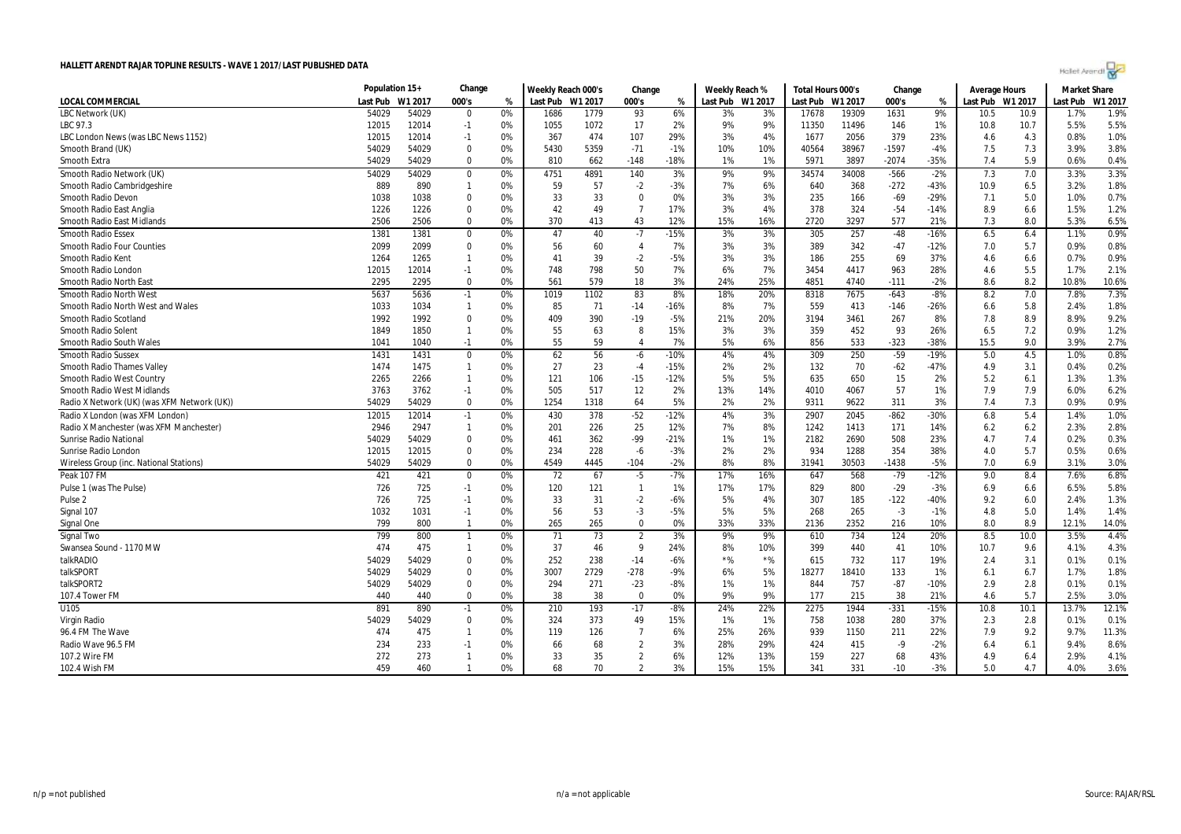# HALLETT ARENDT RAJAR TOPLINE RESULTS - WAVE 1 2017/LAST PUBLISHED DATA

| LOCAL COMMERCIAL | Population 15+ | | Change | | Weekly Reach 000's | | Change | | Weekly Reach % | | Total Hours 000's | | Change | | Average Hours | | Market Share | |
|---|---|---|---|---|---|---|---|---|---|---|---|---|---|---|---|---|---|---|
| | Last Pub | W1 2017 | 000's | % | Last Pub | W1 2017 | 000's | % | Last Pub | W1 2017 | Last Pub | W1 2017 | 000's | % | Last Pub | W1 2017 | Last Pub | W1 2017 |
| LBC Network (UK) | 54029 | 54029 | 0 | 0% | 1686 | 1779 | 93 | 6% | 3% | 3% | 17678 | 19309 | 1631 | 9% | 10.5 | 10.9 | 1.7% | 1.9% |
| LBC 97.3 | 12015 | 12014 | -1 | 0% | 1055 | 1072 | 17 | 2% | 9% | 9% | 11350 | 11496 | 146 | 1% | 10.8 | 10.7 | 5.5% | 5.5% |
| LBC London News (was LBC News 1152) | 12015 | 12014 | -1 | 0% | 367 | 474 | 107 | 29% | 3% | 4% | 1677 | 2056 | 379 | 23% | 4.6 | 4.3 | 0.8% | 1.0% |
| Smooth Brand (UK) | 54029 | 54029 | 0 | 0% | 5430 | 5359 | -71 | -1% | 10% | 10% | 40564 | 38967 | -1597 | -4% | 7.5 | 7.3 | 3.9% | 3.8% |
| Smooth Extra | 54029 | 54029 | 0 | 0% | 810 | 662 | -148 | -18% | 1% | 1% | 5971 | 3897 | -2074 | -35% | 7.4 | 5.9 | 0.6% | 0.4% |
| Smooth Radio Network (UK) | 54029 | 54029 | 0 | 0% | 4751 | 4891 | 140 | 3% | 9% | 9% | 34574 | 34008 | -566 | -2% | 7.3 | 7.0 | 3.3% | 3.3% |
| Smooth Radio Cambridgeshire | 889 | 890 | 1 | 0% | 59 | 57 | -2 | -3% | 7% | 6% | 640 | 368 | -272 | -43% | 10.9 | 6.5 | 3.2% | 1.8% |
| Smooth Radio Devon | 1038 | 1038 | 0 | 0% | 33 | 33 | 0 | 0% | 3% | 3% | 235 | 166 | -69 | -29% | 7.1 | 5.0 | 1.0% | 0.7% |
| Smooth Radio East Anglia | 1226 | 1226 | 0 | 0% | 42 | 49 | 7 | 17% | 3% | 4% | 378 | 324 | -54 | -14% | 8.9 | 6.6 | 1.5% | 1.2% |
| Smooth Radio East Midlands | 2506 | 2506 | 0 | 0% | 370 | 413 | 43 | 12% | 15% | 16% | 2720 | 3297 | 577 | 21% | 7.3 | 8.0 | 5.3% | 6.5% |
| Smooth Radio Essex | 1381 | 1381 | 0 | 0% | 47 | 40 | -7 | -15% | 3% | 3% | 305 | 257 | -48 | -16% | 6.5 | 6.4 | 1.1% | 0.9% |
| Smooth Radio Four Counties | 2099 | 2099 | 0 | 0% | 56 | 60 | 4 | 7% | 3% | 3% | 389 | 342 | -47 | -12% | 7.0 | 5.7 | 0.9% | 0.8% |
| Smooth Radio Kent | 1264 | 1265 | 1 | 0% | 41 | 39 | -2 | -5% | 3% | 3% | 186 | 255 | 69 | 37% | 4.6 | 6.6 | 0.7% | 0.9% |
| Smooth Radio London | 12015 | 12014 | -1 | 0% | 748 | 798 | 50 | 7% | 6% | 7% | 3454 | 4417 | 963 | 28% | 4.6 | 5.5 | 1.7% | 2.1% |
| Smooth Radio North East | 2295 | 2295 | 0 | 0% | 561 | 579 | 18 | 3% | 24% | 25% | 4851 | 4740 | -111 | -2% | 8.6 | 8.2 | 10.8% | 10.6% |
| Smooth Radio North West | 5637 | 5636 | -1 | 0% | 1019 | 1102 | 83 | 8% | 18% | 20% | 8318 | 7675 | -643 | -8% | 8.2 | 7.0 | 7.8% | 7.3% |
| Smooth Radio North West and Wales | 1033 | 1034 | 1 | 0% | 85 | 71 | -14 | -16% | 8% | 7% | 559 | 413 | -146 | -26% | 6.6 | 5.8 | 2.4% | 1.8% |
| Smooth Radio Scotland | 1992 | 1992 | 0 | 0% | 409 | 390 | -19 | -5% | 21% | 20% | 3194 | 3461 | 267 | 8% | 7.8 | 8.9 | 8.9% | 9.2% |
| Smooth Radio Solent | 1849 | 1850 | 1 | 0% | 55 | 63 | 8 | 15% | 3% | 3% | 359 | 452 | 93 | 26% | 6.5 | 7.2 | 0.9% | 1.2% |
| Smooth Radio South Wales | 1041 | 1040 | -1 | 0% | 55 | 59 | 4 | 7% | 5% | 6% | 856 | 533 | -323 | -38% | 15.5 | 9.0 | 3.9% | 2.7% |
| Smooth Radio Sussex | 1431 | 1431 | 0 | 0% | 62 | 56 | -6 | -10% | 4% | 4% | 309 | 250 | -59 | -19% | 5.0 | 4.5 | 1.0% | 0.8% |
| Smooth Radio Thames Valley | 1474 | 1475 | 1 | 0% | 27 | 23 | -4 | -15% | 2% | 2% | 132 | 70 | -62 | -47% | 4.9 | 3.1 | 0.4% | 0.2% |
| Smooth Radio West Country | 2265 | 2266 | 1 | 0% | 121 | 106 | -15 | -12% | 5% | 5% | 635 | 650 | 15 | 2% | 5.2 | 6.1 | 1.3% | 1.3% |
| Smooth Radio West Midlands | 3763 | 3762 | -1 | 0% | 505 | 517 | 12 | 2% | 13% | 14% | 4010 | 4067 | 57 | 1% | 7.9 | 7.9 | 6.0% | 6.2% |
| Radio X Network (UK) (was XFM Network (UK)) | 54029 | 54029 | 0 | 0% | 1254 | 1318 | 64 | 5% | 2% | 2% | 9311 | 9622 | 311 | 3% | 7.4 | 7.3 | 0.9% | 0.9% |
| Radio X London (was XFM London) | 12015 | 12014 | -1 | 0% | 430 | 378 | -52 | -12% | 4% | 3% | 2907 | 2045 | -862 | -30% | 6.8 | 5.4 | 1.4% | 1.0% |
| Radio X Manchester (was XFM Manchester) | 2946 | 2947 | 1 | 0% | 201 | 226 | 25 | 12% | 7% | 8% | 1242 | 1413 | 171 | 14% | 6.2 | 6.2 | 2.3% | 2.8% |
| Sunrise Radio National | 54029 | 54029 | 0 | 0% | 461 | 362 | -99 | -21% | 1% | 1% | 2182 | 2690 | 508 | 23% | 4.7 | 7.4 | 0.2% | 0.3% |
| Sunrise Radio London | 12015 | 12015 | 0 | 0% | 234 | 228 | -6 | -3% | 2% | 2% | 934 | 1288 | 354 | 38% | 4.0 | 5.7 | 0.5% | 0.6% |
| Wireless Group (inc. National Stations) | 54029 | 54029 | 0 | 0% | 4549 | 4445 | -104 | -2% | 8% | 8% | 31941 | 30503 | -1438 | -5% | 7.0 | 6.9 | 3.1% | 3.0% |
| Peak 107 FM | 421 | 421 | 0 | 0% | 72 | 67 | -5 | -7% | 17% | 16% | 647 | 568 | -79 | -12% | 9.0 | 8.4 | 7.6% | 6.8% |
| Pulse 1 (was The Pulse) | 726 | 725 | -1 | 0% | 120 | 121 | 1 | 1% | 17% | 17% | 829 | 800 | -29 | -3% | 6.9 | 6.6 | 6.5% | 5.8% |
| Pulse 2 | 726 | 725 | -1 | 0% | 33 | 31 | -2 | -6% | 5% | 4% | 307 | 185 | -122 | -40% | 9.2 | 6.0 | 2.4% | 1.3% |
| Signal 107 | 1032 | 1031 | -1 | 0% | 56 | 53 | -3 | -5% | 5% | 5% | 268 | 265 | -3 | -1% | 4.8 | 5.0 | 1.4% | 1.4% |
| Signal One | 799 | 800 | 1 | 0% | 265 | 265 | 0 | 0% | 33% | 33% | 2136 | 2352 | 216 | 10% | 8.0 | 8.9 | 12.1% | 14.0% |
| Signal Two | 799 | 800 | 1 | 0% | 71 | 73 | 2 | 3% | 9% | 9% | 610 | 734 | 124 | 20% | 8.5 | 10.0 | 3.5% | 4.4% |
| Swansea Sound - 1170 MW | 474 | 475 | 1 | 0% | 37 | 46 | 9 | 24% | 8% | 10% | 399 | 440 | 41 | 10% | 10.7 | 9.6 | 4.1% | 4.3% |
| talkRADIO | 54029 | 54029 | 0 | 0% | 252 | 238 | -14 | -6% | *% | *% | 615 | 732 | 117 | 19% | 2.4 | 3.1 | 0.1% | 0.1% |
| talkSPORT | 54029 | 54029 | 0 | 0% | 3007 | 2729 | -278 | -9% | 6% | 5% | 18277 | 18410 | 133 | 1% | 6.1 | 6.7 | 1.7% | 1.8% |
| talkSPORT2 | 54029 | 54029 | 0 | 0% | 294 | 271 | -23 | -8% | 1% | 1% | 844 | 757 | -87 | -10% | 2.9 | 2.8 | 0.1% | 0.1% |
| 107.4 Tower FM | 440 | 440 | 0 | 0% | 38 | 38 | 0 | 0% | 9% | 9% | 177 | 215 | 38 | 21% | 4.6 | 5.7 | 2.5% | 3.0% |
| U105 | 891 | 890 | -1 | 0% | 210 | 193 | -17 | -8% | 24% | 22% | 2275 | 1944 | -331 | -15% | 10.8 | 10.1 | 13.7% | 12.1% |
| Virgin Radio | 54029 | 54029 | 0 | 0% | 324 | 373 | 49 | 15% | 1% | 1% | 758 | 1038 | 280 | 37% | 2.3 | 2.8 | 0.1% | 0.1% |
| 96.4 FM The Wave | 474 | 475 | 1 | 0% | 119 | 126 | 7 | 6% | 25% | 26% | 939 | 1150 | 211 | 22% | 7.9 | 9.2 | 9.7% | 11.3% |
| Radio Wave 96.5 FM | 234 | 233 | -1 | 0% | 66 | 68 | 2 | 3% | 28% | 29% | 424 | 415 | -9 | -2% | 6.4 | 6.1 | 9.4% | 8.6% |
| 107.2 Wire FM | 272 | 273 | 1 | 0% | 33 | 35 | 2 | 6% | 12% | 13% | 159 | 227 | 68 | 43% | 4.9 | 6.4 | 2.9% | 4.1% |
| 102.4 Wish FM | 459 | 460 | 1 | 0% | 68 | 70 | 2 | 3% | 15% | 15% | 341 | 331 | -10 | -3% | 5.0 | 4.7 | 4.0% | 3.6% |

n/p = not published | n/a = not applicable | Source: RAJAR/RSL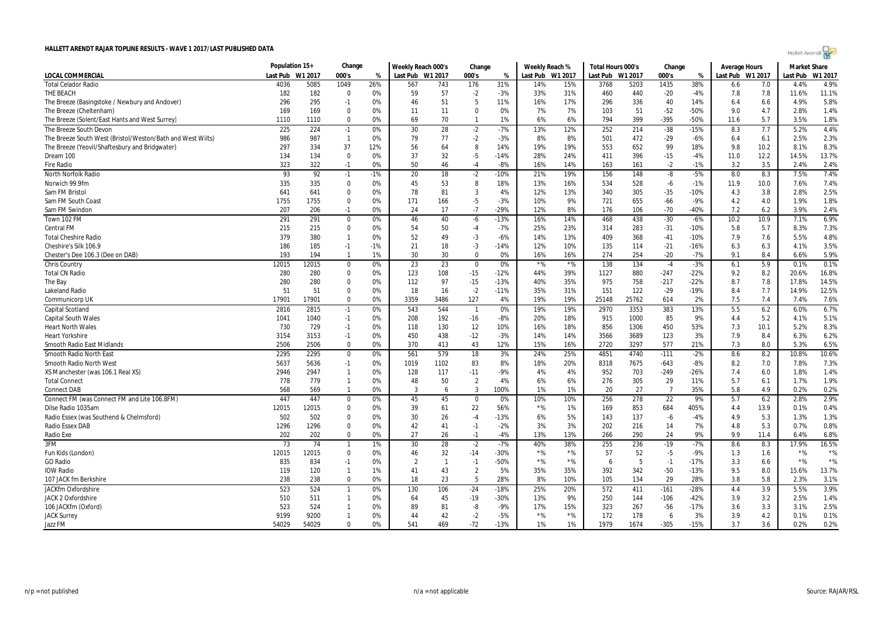# HALLETT ARENDT RAJAR TOPLINE RESULTS - WAVE 1 2017/LAST PUBLISHED DATA

| LOCAL COMMERCIAL | Population 15+ | | Change | | Weekly Reach 000's | | Change | | Weekly Reach % | | Total Hours 000's | | Change | | Average Hours | | Market Share | |
|---|---|---|---|---|---|---|---|---|---|---|---|---|---|---|---|---|---|---|
| | Last Pub | W1 2017 | 000's | % | Last Pub | W1 2017 | 000's | % | Last Pub | W1 2017 | Last Pub | W1 2017 | 000's | % | Last Pub | W1 2017 | Last Pub | W1 2017 |
| Total Celador Radio | 4036 | 5085 | 1049 | 26% | 567 | 743 | 176 | 31% | 14% | 15% | 3768 | 5203 | 1435 | 38% | 6.6 | 7.0 | 4.4% | 4.9% |
| THE BEACH | 182 | 182 | 0 | 0% | 59 | 57 | -2 | -3% | 33% | 31% | 460 | 440 | -20 | -4% | 7.8 | 7.8 | 11.6% | 11.1% |
| The Breeze (Basingstoke / Newbury and Andover) | 296 | 295 | -1 | 0% | 46 | 51 | 5 | 11% | 16% | 17% | 296 | 336 | 40 | 14% | 6.4 | 6.6 | 4.9% | 5.8% |
| The Breeze (Cheltenham) | 169 | 169 | 0 | 0% | 11 | 11 | 0 | 0% | 7% | 7% | 103 | 51 | -52 | -50% | 9.0 | 4.7 | 2.8% | 1.4% |
| The Breeze (Solent/East Hants and West Surrey) | 1110 | 1110 | 0 | 0% | 69 | 70 | 1 | 1% | 6% | 6% | 794 | 399 | -395 | -50% | 11.6 | 5.7 | 3.5% | 1.8% |
| The Breeze South Devon | 225 | 224 | -1 | 0% | 30 | 28 | -2 | -7% | 13% | 12% | 252 | 214 | -38 | -15% | 8.3 | 7.7 | 5.2% | 4.4% |
| The Breeze South West (Bristol/Weston/Bath and West Wilts) | 986 | 987 | 1 | 0% | 79 | 77 | -2 | -3% | 8% | 8% | 501 | 472 | -29 | -6% | 6.4 | 6.1 | 2.5% | 2.3% |
| The Breeze (Yeovil/Shaftesbury and Bridgwater) | 297 | 334 | 37 | 12% | 56 | 64 | 8 | 14% | 19% | 19% | 553 | 652 | 99 | 18% | 9.8 | 10.2 | 8.1% | 8.3% |
| Dream 100 | 134 | 134 | 0 | 0% | 37 | 32 | -5 | -14% | 28% | 24% | 411 | 396 | -15 | -4% | 11.0 | 12.2 | 14.5% | 13.7% |
| Fire Radio | 323 | 322 | -1 | 0% | 50 | 46 | -4 | -8% | 16% | 14% | 163 | 161 | -2 | -1% | 3.2 | 3.5 | 2.4% | 2.4% |
| North Norfolk Radio | 93 | 92 | -1 | -1% | 20 | 18 | -2 | -10% | 21% | 19% | 156 | 148 | -8 | -5% | 8.0 | 8.3 | 7.5% | 7.4% |
| Norwich 99.9fm | 335 | 335 | 0 | 0% | 45 | 53 | 8 | 18% | 13% | 16% | 534 | 528 | -6 | -1% | 11.9 | 10.0 | 7.6% | 7.4% |
| Sam FM Bristol | 641 | 641 | 0 | 0% | 78 | 81 | 3 | 4% | 12% | 13% | 340 | 305 | -35 | -10% | 4.3 | 3.8 | 2.8% | 2.5% |
| Sam FM South Coast | 1755 | 1755 | 0 | 0% | 171 | 166 | -5 | -3% | 10% | 9% | 721 | 655 | -66 | -9% | 4.2 | 4.0 | 1.9% | 1.8% |
| Sam FM Swindon | 207 | 206 | -1 | 0% | 24 | 17 | -7 | -29% | 12% | 8% | 176 | 106 | -70 | -40% | 7.2 | 6.2 | 3.9% | 2.4% |
| Town 102 FM | 291 | 291 | 0 | 0% | 46 | 40 | -6 | -13% | 16% | 14% | 468 | 438 | -30 | -6% | 10.2 | 10.9 | 7.1% | 6.9% |
| Central FM | 215 | 215 | 0 | 0% | 54 | 50 | -4 | -7% | 25% | 23% | 314 | 283 | -31 | -10% | 5.8 | 5.7 | 8.3% | 7.3% |
| Total Cheshire Radio | 379 | 380 | 1 | 0% | 52 | 49 | -3 | -6% | 14% | 13% | 409 | 368 | -41 | -10% | 7.9 | 7.6 | 5.5% | 4.8% |
| Cheshire's Silk 106.9 | 186 | 185 | -1 | -1% | 21 | 18 | -3 | -14% | 12% | 10% | 135 | 114 | -21 | -16% | 6.3 | 6.3 | 4.1% | 3.5% |
| Chester's Dee 106.3 (Dee on DAB) | 193 | 194 | 1 | 1% | 30 | 30 | 0 | 0% | 16% | 16% | 274 | 254 | -20 | -7% | 9.1 | 8.4 | 6.6% | 5.9% |
| Chris Country | 12015 | 12015 | 0 | 0% | 23 | 23 | 0 | 0% | *% | *% | 138 | 134 | -4 | -3% | 6.1 | 5.9 | 0.1% | 0.1% |
| Total CN Radio | 280 | 280 | 0 | 0% | 123 | 108 | -15 | -12% | 44% | 39% | 1127 | 880 | -247 | -22% | 9.2 | 8.2 | 20.6% | 16.8% |
| The Bay | 280 | 280 | 0 | 0% | 112 | 97 | -15 | -13% | 40% | 35% | 975 | 758 | -217 | -22% | 8.7 | 7.8 | 17.8% | 14.5% |
| Lakeland Radio | 51 | 51 | 0 | 0% | 18 | 16 | -2 | -11% | 35% | 31% | 151 | 122 | -29 | -19% | 8.4 | 7.7 | 14.9% | 12.5% |
| Communicorp UK | 17901 | 17901 | 0 | 0% | 3359 | 3486 | 127 | 4% | 19% | 19% | 25148 | 25762 | 614 | 2% | 7.5 | 7.4 | 7.4% | 7.6% |
| Capital Scotland | 2816 | 2815 | -1 | 0% | 543 | 544 | 1 | 0% | 19% | 19% | 2970 | 3353 | 383 | 13% | 5.5 | 6.2 | 6.0% | 6.7% |
| Capital South Wales | 1041 | 1040 | -1 | 0% | 208 | 192 | -16 | -8% | 20% | 18% | 915 | 1000 | 85 | 9% | 4.4 | 5.2 | 4.1% | 5.1% |
| Heart North Wales | 730 | 729 | -1 | 0% | 118 | 130 | 12 | 10% | 16% | 18% | 856 | 1306 | 450 | 53% | 7.3 | 10.1 | 5.2% | 8.3% |
| Heart Yorkshire | 3154 | 3153 | -1 | 0% | 450 | 438 | -12 | -3% | 14% | 14% | 3566 | 3689 | 123 | 3% | 7.9 | 8.4 | 6.3% | 6.2% |
| Smooth Radio East Midlands | 2506 | 2506 | 0 | 0% | 370 | 413 | 43 | 12% | 15% | 16% | 2720 | 3297 | 577 | 21% | 7.3 | 8.0 | 5.3% | 6.5% |
| Smooth Radio North East | 2295 | 2295 | 0 | 0% | 561 | 579 | 18 | 3% | 24% | 25% | 4851 | 4740 | -111 | -2% | 8.6 | 8.2 | 10.8% | 10.6% |
| Smooth Radio North West | 5637 | 5636 | -1 | 0% | 1019 | 1102 | 83 | 8% | 18% | 20% | 8318 | 7675 | -643 | -8% | 8.2 | 7.0 | 7.8% | 7.3% |
| XS Manchester (was 106.1 Real XS) | 2946 | 2947 | 1 | 0% | 128 | 117 | -11 | -9% | 4% | 4% | 952 | 703 | -249 | -26% | 7.4 | 6.0 | 1.8% | 1.4% |
| Total Connect | 778 | 779 | 1 | 0% | 48 | 50 | 2 | 4% | 6% | 6% | 276 | 305 | 29 | 11% | 5.7 | 6.1 | 1.7% | 1.9% |
| Connect DAB | 568 | 569 | 1 | 0% | 3 | 6 | 3 | 100% | 1% | 1% | 20 | 27 | 7 | 35% | 5.8 | 4.9 | 0.2% | 0.2% |
| Connect FM (was Connect FM and Lite 106.8FM) | 447 | 447 | 0 | 0% | 45 | 45 | 0 | 0% | 10% | 10% | 256 | 278 | 22 | 9% | 5.7 | 6.2 | 2.8% | 2.9% |
| Dilse Radio 1035am | 12015 | 12015 | 0 | 0% | 39 | 61 | 22 | 56% | *% | 1% | 169 | 853 | 684 | 405% | 4.4 | 13.9 | 0.1% | 0.4% |
| Radio Essex (was Southend & Chelmsford) | 502 | 502 | 0 | 0% | 30 | 26 | -4 | -13% | 6% | 5% | 143 | 137 | -6 | -4% | 4.9 | 5.3 | 1.3% | 1.3% |
| Radio Essex DAB | 1296 | 1296 | 0 | 0% | 42 | 41 | -1 | -2% | 3% | 3% | 202 | 216 | 14 | 7% | 4.8 | 5.3 | 0.7% | 0.8% |
| Radio Exe | 202 | 202 | 0 | 0% | 27 | 26 | -1 | -4% | 13% | 13% | 266 | 290 | 24 | 9% | 9.9 | 11.4 | 6.4% | 6.8% |
| 3FM | 73 | 74 | 1 | 1% | 30 | 28 | -2 | -7% | 40% | 38% | 255 | 236 | -19 | -7% | 8.6 | 8.3 | 17.9% | 16.5% |
| Fun Kids (London) | 12015 | 12015 | 0 | 0% | 46 | 32 | -14 | -30% | *% | *% | 57 | 52 | -5 | -9% | 1.3 | 1.6 | *% | *% |
| GO Radio | 835 | 834 | -1 | 0% | 2 | 1 | -1 | -50% | *% | *% | 6 | 5 | -1 | -17% | 3.3 | 6.6 | *% | *% |
| IOW Radio | 119 | 120 | 1 | 1% | 41 | 43 | 2 | 5% | 35% | 35% | 392 | 342 | -50 | -13% | 9.5 | 8.0 | 15.6% | 13.7% |
| 107 JACK fm Berkshire | 238 | 238 | 0 | 0% | 18 | 23 | 5 | 28% | 8% | 10% | 105 | 134 | 29 | 28% | 3.8 | 5.8 | 2.3% | 3.1% |
| JACKfm Oxfordshire | 523 | 524 | 1 | 0% | 130 | 106 | -24 | -18% | 25% | 20% | 572 | 411 | -161 | -28% | 4.4 | 3.9 | 5.5% | 3.9% |
| JACK 2 Oxfordshire | 510 | 511 | 1 | 0% | 64 | 45 | -19 | -30% | 13% | 9% | 250 | 144 | -106 | -42% | 3.9 | 3.2 | 2.5% | 1.4% |
| 106 JACKfm (Oxford) | 523 | 524 | 1 | 0% | 89 | 81 | -8 | -9% | 17% | 15% | 323 | 267 | -56 | -17% | 3.6 | 3.3 | 3.1% | 2.5% |
| JACK Surrey | 9199 | 9200 | 1 | 0% | 44 | 42 | -2 | -5% | *% | *% | 172 | 178 | 6 | 3% | 3.9 | 4.2 | 0.1% | 0.1% |
| Jazz FM | 54029 | 54029 | 0 | 0% | 541 | 469 | -72 | -13% | 1% | 1% | 1979 | 1674 | -305 | -15% | 3.7 | 3.6 | 0.2% | 0.2% |

n/p = not published

n/a = not applicable

Source: RAJAR/RSL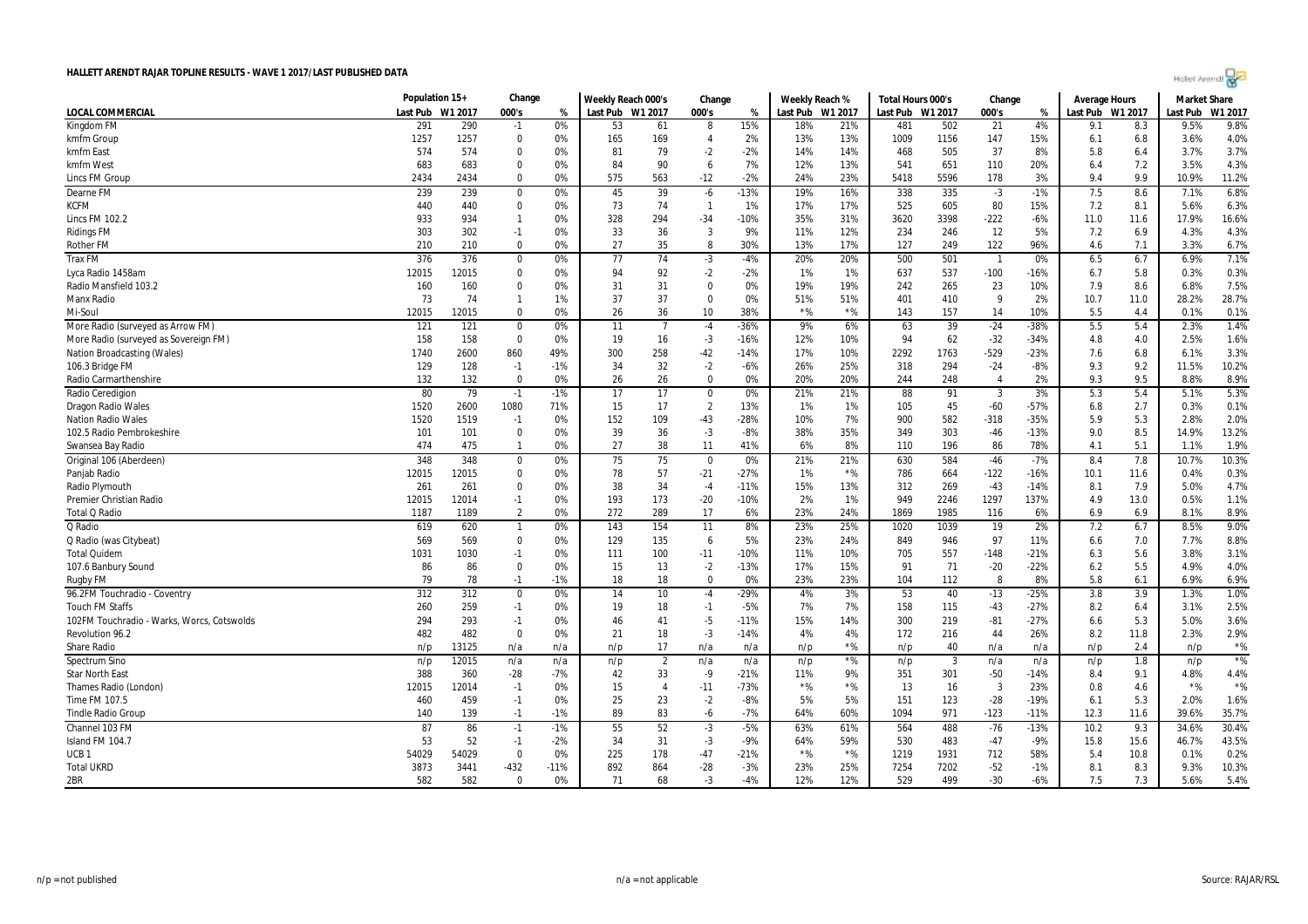# HALLETT ARENDT RAJAR TOPLINE RESULTS - WAVE 1 2017/LAST PUBLISHED DATA

| LOCAL COMMERCIAL | Population 15+ | | Change | | Weekly Reach 000's | | Change | | Weekly Reach % | | Total Hours 000's | | Change | | Average Hours | | Market Share | |
|---|---|---|---|---|---|---|---|---|---|---|---|---|---|---|---|---|---|---|
| | Last Pub | W1 2017 | 000's | % | Last Pub | W1 2017 | 000's | % | Last Pub | W1 2017 | Last Pub | W1 2017 | 000's | % | Last Pub | W1 2017 | Last Pub | W1 2017 |
| Kingdom FM | 291 | 290 | -1 | 0% | 53 | 61 | 8 | 15% | 18% | 21% | 481 | 502 | 21 | 4% | 9.1 | 8.3 | 9.5% | 9.8% |
| kmfm Group | 1257 | 1257 | 0 | 0% | 165 | 169 | 4 | 2% | 13% | 13% | 1009 | 1156 | 147 | 15% | 6.1 | 6.8 | 3.6% | 4.0% |
| kmfm East | 574 | 574 | 0 | 0% | 81 | 79 | -2 | -2% | 14% | 14% | 468 | 505 | 37 | 8% | 5.8 | 6.4 | 3.7% | 3.7% |
| kmfm West | 683 | 683 | 0 | 0% | 84 | 90 | 6 | 7% | 12% | 13% | 541 | 651 | 110 | 20% | 6.4 | 7.2 | 3.5% | 4.3% |
| Lincs FM Group | 2434 | 2434 | 0 | 0% | 575 | 563 | -12 | -2% | 24% | 23% | 5418 | 5596 | 178 | 3% | 9.4 | 9.9 | 10.9% | 11.2% |
| Dearne FM | 239 | 239 | 0 | 0% | 45 | 39 | -6 | -13% | 19% | 16% | 338 | 335 | -3 | -1% | 7.5 | 8.6 | 7.1% | 6.8% |
| KCFM | 440 | 440 | 0 | 0% | 73 | 74 | 1 | 1% | 17% | 17% | 525 | 605 | 80 | 15% | 7.2 | 8.1 | 5.6% | 6.3% |
| Lincs FM 102.2 | 933 | 934 | 1 | 0% | 328 | 294 | -34 | -10% | 35% | 31% | 3620 | 3398 | -222 | -6% | 11.0 | 11.6 | 17.9% | 16.6% |
| Ridings FM | 303 | 302 | -1 | 0% | 33 | 36 | 3 | 9% | 11% | 12% | 234 | 246 | 12 | 5% | 7.2 | 6.9 | 4.3% | 4.3% |
| Rother FM | 210 | 210 | 0 | 0% | 27 | 35 | 8 | 30% | 13% | 17% | 127 | 249 | 122 | 96% | 4.6 | 7.1 | 3.3% | 6.7% |
| Trax FM | 376 | 376 | 0 | 0% | 77 | 74 | -3 | -4% | 20% | 20% | 500 | 501 | 1 | 0% | 6.5 | 6.7 | 6.9% | 7.1% |
| Lyca Radio 1458am | 12015 | 12015 | 0 | 0% | 94 | 92 | -2 | -2% | 1% | 1% | 637 | 537 | -100 | -16% | 6.7 | 5.8 | 0.3% | 0.3% |
| Radio Mansfield 103.2 | 160 | 160 | 0 | 0% | 31 | 31 | 0 | 0% | 19% | 19% | 242 | 265 | 23 | 10% | 7.9 | 8.6 | 6.8% | 7.5% |
| Manx Radio | 73 | 74 | 1 | 1% | 37 | 37 | 0 | 0% | 51% | 51% | 401 | 410 | 9 | 2% | 10.7 | 11.0 | 28.2% | 28.7% |
| Mi-Soul | 12015 | 12015 | 0 | 0% | 26 | 36 | 10 | 38% | *% | *% | 143 | 157 | 14 | 10% | 5.5 | 4.4 | 0.1% | 0.1% |
| More Radio (surveyed as Arrow FM) | 121 | 121 | 0 | 0% | 11 | 7 | -4 | -36% | 9% | 6% | 63 | 39 | -24 | -38% | 5.5 | 5.4 | 2.3% | 1.4% |
| More Radio (surveyed as Sovereign FM) | 158 | 158 | 0 | 0% | 19 | 16 | -3 | -16% | 12% | 10% | 94 | 62 | -32 | -34% | 4.8 | 4.0 | 2.5% | 1.6% |
| Nation Broadcasting (Wales) | 1740 | 2600 | 860 | 49% | 300 | 258 | -42 | -14% | 17% | 10% | 2292 | 1763 | -529 | -23% | 7.6 | 6.8 | 6.1% | 3.3% |
| 106.3 Bridge FM | 129 | 128 | -1 | -1% | 34 | 32 | -2 | -6% | 26% | 25% | 318 | 294 | -24 | -8% | 9.3 | 9.2 | 11.5% | 10.2% |
| Radio Carmarthenshire | 132 | 132 | 0 | 0% | 26 | 26 | 0 | 0% | 20% | 20% | 244 | 248 | 4 | 2% | 9.3 | 9.5 | 8.8% | 8.9% |
| Radio Ceredigion | 80 | 79 | -1 | -1% | 17 | 17 | 0 | 0% | 21% | 21% | 88 | 91 | 3 | 3% | 5.3 | 5.4 | 5.1% | 5.3% |
| Dragon Radio Wales | 1520 | 2600 | 1080 | 71% | 15 | 17 | 2 | 13% | 1% | 1% | 105 | 45 | -60 | -57% | 6.8 | 2.7 | 0.3% | 0.1% |
| Nation Radio Wales | 1520 | 1519 | -1 | 0% | 152 | 109 | -43 | -28% | 10% | 7% | 900 | 582 | -318 | -35% | 5.9 | 5.3 | 2.8% | 2.0% |
| 102.5 Radio Pembrokeshire | 101 | 101 | 0 | 0% | 39 | 36 | -3 | -8% | 38% | 35% | 349 | 303 | -46 | -13% | 9.0 | 8.5 | 14.9% | 13.2% |
| Swansea Bay Radio | 474 | 475 | 1 | 0% | 27 | 38 | 11 | 41% | 6% | 8% | 110 | 196 | 86 | 78% | 4.1 | 5.1 | 1.1% | 1.9% |
| Original 106 (Aberdeen) | 348 | 348 | 0 | 0% | 75 | 75 | 0 | 0% | 21% | 21% | 630 | 584 | -46 | -7% | 8.4 | 7.8 | 10.7% | 10.3% |
| Panjab Radio | 12015 | 12015 | 0 | 0% | 78 | 57 | -21 | -27% | 1% | *% | 786 | 664 | -122 | -16% | 10.1 | 11.6 | 0.4% | 0.3% |
| Radio Plymouth | 261 | 261 | 0 | 0% | 38 | 34 | -4 | -11% | 15% | 13% | 312 | 269 | -43 | -14% | 8.1 | 7.9 | 5.0% | 4.7% |
| Premier Christian Radio | 12015 | 12014 | -1 | 0% | 193 | 173 | -20 | -10% | 2% | 1% | 949 | 2246 | 1297 | 137% | 4.9 | 13.0 | 0.5% | 1.1% |
| Total Q Radio | 1187 | 1189 | 2 | 0% | 272 | 289 | 17 | 6% | 23% | 24% | 1869 | 1985 | 116 | 6% | 6.9 | 6.9 | 8.1% | 8.9% |
| Q Radio | 619 | 620 | 1 | 0% | 143 | 154 | 11 | 8% | 23% | 25% | 1020 | 1039 | 19 | 2% | 7.2 | 6.7 | 8.5% | 9.0% |
| Q Radio (was Citybeat) | 569 | 569 | 0 | 0% | 129 | 135 | 6 | 5% | 23% | 24% | 849 | 946 | 97 | 11% | 6.6 | 7.0 | 7.7% | 8.8% |
| Total Quidem | 1031 | 1030 | -1 | 0% | 111 | 100 | -11 | -10% | 11% | 10% | 705 | 557 | -148 | -21% | 6.3 | 5.6 | 3.8% | 3.1% |
| 107.6 Banbury Sound | 86 | 86 | 0 | 0% | 15 | 13 | -2 | -13% | 17% | 15% | 91 | 71 | -20 | -22% | 6.2 | 5.5 | 4.9% | 4.0% |
| Rugby FM | 79 | 78 | -1 | -1% | 18 | 18 | 0 | 0% | 23% | 23% | 104 | 112 | 8 | 8% | 5.8 | 6.1 | 6.9% | 6.9% |
| 96.2FM Touchradio - Coventry | 312 | 312 | 0 | 0% | 14 | 10 | -4 | -29% | 4% | 3% | 53 | 40 | -13 | -25% | 3.8 | 3.9 | 1.3% | 1.0% |
| Touch FM Staffs | 260 | 259 | -1 | 0% | 19 | 18 | -1 | -5% | 7% | 7% | 158 | 115 | -43 | -27% | 8.2 | 6.4 | 3.1% | 2.5% |
| 102FM Touchradio - Warks, Worcs, Cotswolds | 294 | 293 | -1 | 0% | 46 | 41 | -5 | -11% | 15% | 14% | 300 | 219 | -81 | -27% | 6.6 | 5.3 | 5.0% | 3.6% |
| Revolution 96.2 | 482 | 482 | 0 | 0% | 21 | 18 | -3 | -14% | 4% | 4% | 172 | 216 | 44 | 26% | 8.2 | 11.8 | 2.3% | 2.9% |
| Share Radio | n/p | 13125 | n/a | n/a | n/p | 17 | n/a | n/a | n/p | *% | n/p | 40 | n/a | n/a | n/p | 2.4 | n/p | *% |
| Spectrum Sino | n/p | 12015 | n/a | n/a | n/p | 2 | n/a | n/a | n/p | *% | n/p | 3 | n/a | n/a | n/p | 1.8 | n/p | *% |
| Star North East | 388 | 360 | -28 | -7% | 42 | 33 | -9 | -21% | 11% | 9% | 351 | 301 | -50 | -14% | 8.4 | 9.1 | 4.8% | 4.4% |
| Thames Radio (London) | 12015 | 12014 | -1 | 0% | 15 | 4 | -11 | -73% | *% | *% | 13 | 16 | 3 | 23% | 0.8 | 4.6 | *% | *% |
| Time FM 107.5 | 460 | 459 | -1 | 0% | 25 | 23 | -2 | -8% | 5% | 5% | 151 | 123 | -28 | -19% | 6.1 | 5.3 | 2.0% | 1.6% |
| Tindle Radio Group | 140 | 139 | -1 | -1% | 89 | 83 | -6 | -7% | 64% | 60% | 1094 | 971 | -123 | -11% | 12.3 | 11.6 | 39.6% | 35.7% |
| Channel 103 FM | 87 | 86 | -1 | -1% | 55 | 52 | -3 | -5% | 63% | 61% | 564 | 488 | -76 | -13% | 10.2 | 9.3 | 34.6% | 30.4% |
| Island FM 104.7 | 53 | 52 | -1 | -2% | 34 | 31 | -3 | -9% | 64% | 59% | 530 | 483 | -47 | -9% | 15.8 | 15.6 | 46.7% | 43.5% |
| UCB 1 | 54029 | 54029 | 0 | 0% | 225 | 178 | -47 | -21% | *% | *% | 1219 | 1931 | 712 | 58% | 5.4 | 10.8 | 0.1% | 0.2% |
| Total UKRD | 3873 | 3441 | -432 | -11% | 892 | 864 | -28 | -3% | 23% | 25% | 7254 | 7202 | -52 | -1% | 8.1 | 8.3 | 9.3% | 10.3% |
| 2BR | 582 | 582 | 0 | 0% | 71 | 68 | -3 | -4% | 12% | 12% | 529 | 499 | -30 | -6% | 7.5 | 7.3 | 5.6% | 5.4% |

n/p = not published    n/a = not applicable    Source: RAJAR/RSL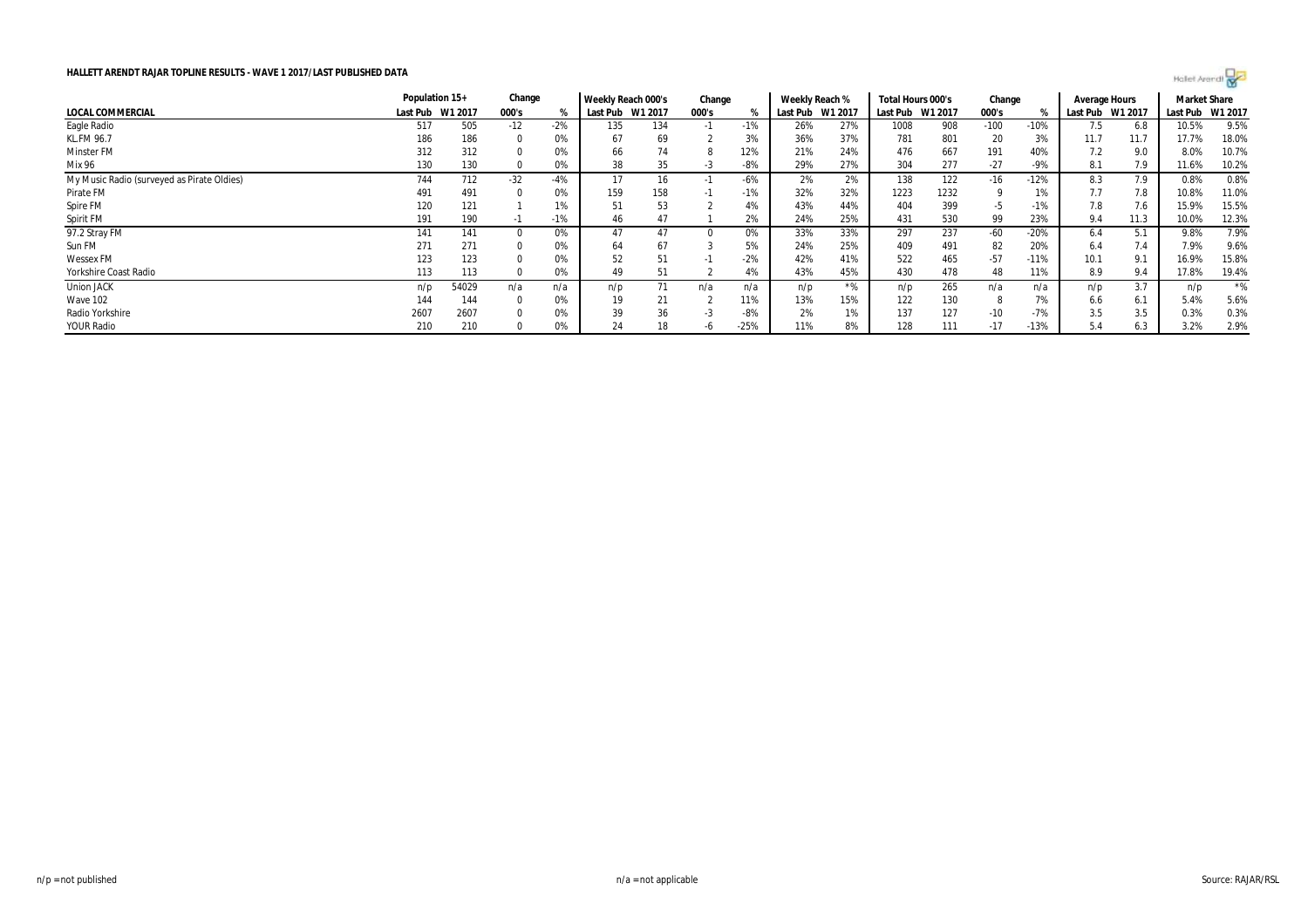**HALLETT ARENDT RAJAR TOPLINE RESULTS - WAVE 1 2017/LAST PUBLISHED DATA**

| | Population 15+ | | Change | | Weekly Reach 000's | | Change | | Weekly Reach % | | Total Hours 000's | | Change | | Average Hours | | Market Share | |
|---|---|---|---|---|---|---|---|---|---|---|---|---|---|---|---|---|---|---|
| **LOCAL COMMERCIAL** | Last Pub | W1 2017 | 000's | % | Last Pub | W1 2017 | 000's | % | Last Pub | W1 2017 | Last Pub | W1 2017 | 000's | % | Last Pub | W1 2017 | Last Pub | W1 2017 |
| Eagle Radio | 517 | 505 | -12 | -2% | 135 | 134 | -1 | -1% | 26% | 27% | 1008 | 908 | -100 | -10% | 7.5 | 6.8 | 10.5% | 9.5% |
| KL.FM 96.7 | 186 | 186 | 0 | 0% | 67 | 69 | 2 | 3% | 36% | 37% | 781 | 801 | 20 | 3% | 11.7 | 11.7 | 17.7% | 18.0% |
| Minster FM | 312 | 312 | 0 | 0% | 66 | 74 | 8 | 12% | 21% | 24% | 476 | 667 | 191 | 40% | 7.2 | 9.0 | 8.0% | 10.7% |
| Mix 96 | 130 | 130 | 0 | 0% | 38 | 35 | -3 | -8% | 29% | 27% | 304 | 277 | -27 | -9% | 8.1 | 7.9 | 11.6% | 10.2% |
| My Music Radio (surveyed as Pirate Oldies) | 744 | 712 | -32 | -4% | 17 | 16 | -1 | -6% | 2% | 2% | 138 | 122 | -16 | -12% | 8.3 | 7.9 | 0.8% | 0.8% |
| Pirate FM | 491 | 491 | 0 | 0% | 159 | 158 | -1 | -1% | 32% | 32% | 1223 | 1232 | 9 | 1% | 7.7 | 7.8 | 10.8% | 11.0% |
| Spire FM | 120 | 121 | 1 | 1% | 51 | 53 | 2 | 4% | 43% | 44% | 404 | 399 | -5 | -1% | 7.8 | 7.6 | 15.9% | 15.5% |
| Spirit FM | 191 | 190 | -1 | -1% | 46 | 47 | 1 | 2% | 24% | 25% | 431 | 530 | 99 | 23% | 9.4 | 11.3 | 10.0% | 12.3% |
| 97.2 Stray FM | 141 | 141 | 0 | 0% | 47 | 47 | 0 | 0% | 33% | 33% | 297 | 237 | -60 | -20% | 6.4 | 5.1 | 9.8% | 7.9% |
| Sun FM | 271 | 271 | 0 | 0% | 64 | 67 | 3 | 5% | 24% | 25% | 409 | 491 | 82 | 20% | 6.4 | 7.4 | 7.9% | 9.6% |
| Wessex FM | 123 | 123 | 0 | 0% | 52 | 51 | -1 | -2% | 42% | 41% | 522 | 465 | -57 | -11% | 10.1 | 9.1 | 16.9% | 15.8% |
| Yorkshire Coast Radio | 113 | 113 | 0 | 0% | 49 | 51 | 2 | 4% | 43% | 45% | 430 | 478 | 48 | 11% | 8.9 | 9.4 | 17.8% | 19.4% |
| Union JACK | n/p | 54029 | n/a | n/a | n/p | 71 | n/a | n/a | n/p | *% | n/p | 265 | n/a | n/a | n/p | 3.7 | n/p | *% |
| Wave 102 | 144 | 144 | 0 | 0% | 19 | 21 | 2 | 11% | 13% | 15% | 122 | 130 | 8 | 7% | 6.6 | 6.1 | 5.4% | 5.6% |
| Radio Yorkshire | 2607 | 2607 | 0 | 0% | 39 | 36 | -3 | -8% | 2% | 1% | 137 | 127 | -10 | -7% | 3.5 | 3.5 | 0.3% | 0.3% |
| YOUR Radio | 210 | 210 | 0 | 0% | 24 | 18 | -6 | -25% | 11% | 8% | 128 | 111 | -17 | -13% | 5.4 | 6.3 | 3.2% | 2.9% |

n/p = not published

n/a = not applicable

Source: RAJAR/RSL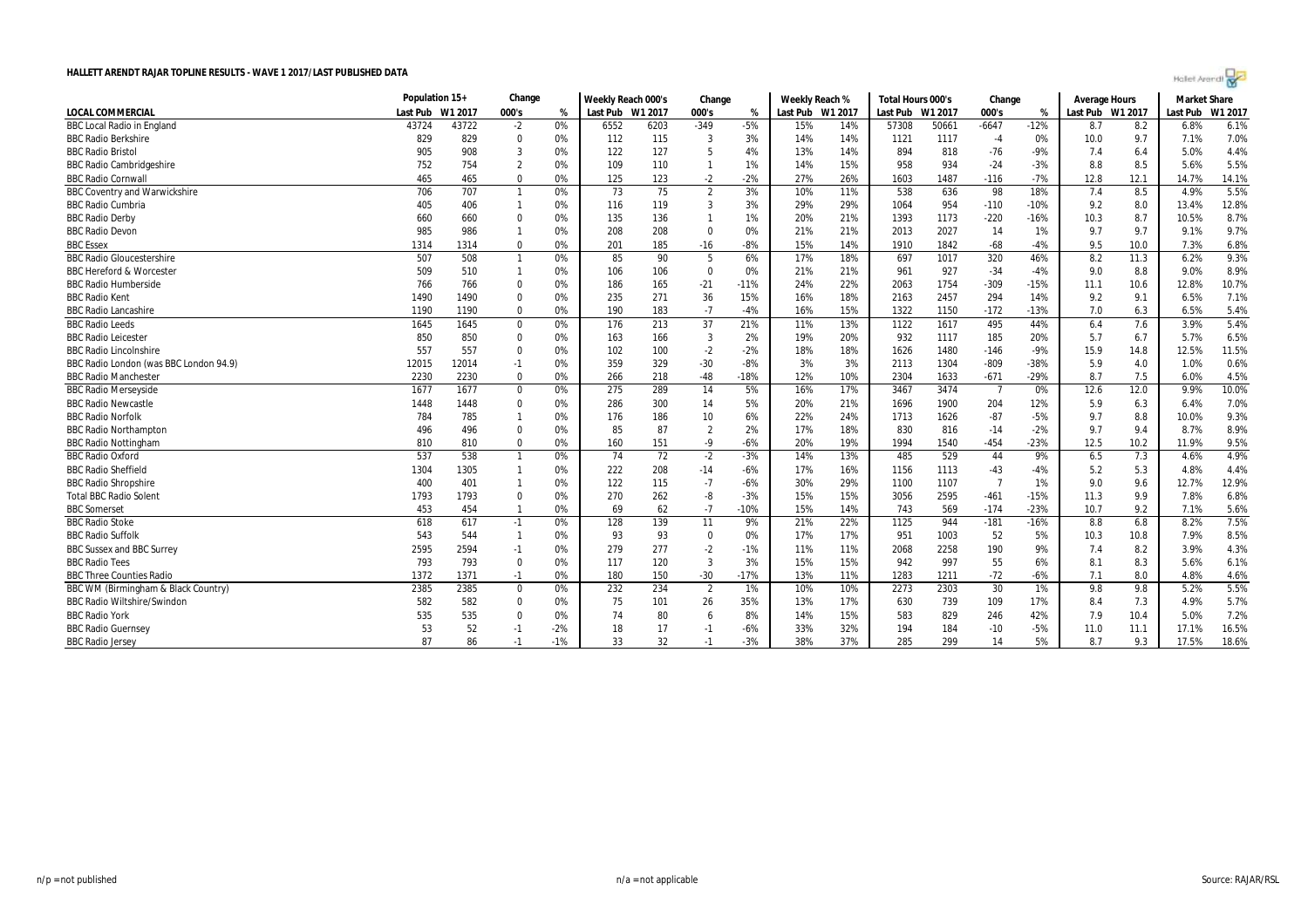# HALLETT ARENDT RAJAR TOPLINE RESULTS - WAVE 1 2017/LAST PUBLISHED DATA

| LOCAL COMMERCIAL | Population 15+ | | Change | | Weekly Reach 000's | | Change | | Weekly Reach % | | Total Hours 000's | | Change | | Average Hours | | Market Share | |
|---|---|---|---|---|---|---|---|---|---|---|---|---|---|---|---|---|---|---|
| | Last Pub | W1 2017 | 000's | % | Last Pub | W1 2017 | 000's | % | Last Pub | W1 2017 | Last Pub | W1 2017 | 000's | % | Last Pub | W1 2017 | Last Pub | W1 2017 |
| BBC Local Radio in England | 43724 | 43722 | -2 | 0% | 6552 | 6203 | -349 | -5% | 15% | 14% | 57308 | 50661 | -6647 | -12% | 8.7 | 8.2 | 6.8% | 6.1% |
| BBC Radio Berkshire | 829 | 829 | 0 | 0% | 112 | 115 | 3 | 3% | 14% | 14% | 1121 | 1117 | -4 | 0% | 10.0 | 9.7 | 7.1% | 7.0% |
| BBC Radio Bristol | 905 | 908 | 3 | 0% | 122 | 127 | 5 | 4% | 13% | 14% | 894 | 818 | -76 | -9% | 7.4 | 6.4 | 5.0% | 4.4% |
| BBC Radio Cambridgeshire | 752 | 754 | 2 | 0% | 109 | 110 | 1 | 1% | 14% | 15% | 958 | 934 | -24 | -3% | 8.8 | 8.5 | 5.6% | 5.5% |
| BBC Radio Cornwall | 465 | 465 | 0 | 0% | 125 | 123 | -2 | -2% | 27% | 26% | 1603 | 1487 | -116 | -7% | 12.8 | 12.1 | 14.7% | 14.1% |
| BBC Coventry and Warwickshire | 706 | 707 | 1 | 0% | 73 | 75 | 2 | 3% | 10% | 11% | 538 | 636 | 98 | 18% | 7.4 | 8.5 | 4.9% | 5.5% |
| BBC Radio Cumbria | 405 | 406 | 1 | 0% | 116 | 119 | 3 | 3% | 29% | 29% | 1064 | 954 | -110 | -10% | 9.2 | 8.0 | 13.4% | 12.8% |
| BBC Radio Derby | 660 | 660 | 0 | 0% | 135 | 136 | 1 | 1% | 20% | 21% | 1393 | 1173 | -220 | -16% | 10.3 | 8.7 | 10.5% | 8.7% |
| BBC Radio Devon | 985 | 986 | 1 | 0% | 208 | 208 | 0 | 0% | 21% | 21% | 2013 | 2027 | 14 | 1% | 9.7 | 9.7 | 9.1% | 9.7% |
| BBC Essex | 1314 | 1314 | 0 | 0% | 201 | 185 | -16 | -8% | 15% | 14% | 1910 | 1842 | -68 | -4% | 9.5 | 10.0 | 7.3% | 6.8% |
| BBC Radio Gloucestershire | 507 | 508 | 1 | 0% | 85 | 90 | 5 | 6% | 17% | 18% | 697 | 1017 | 320 | 46% | 8.2 | 11.3 | 6.2% | 9.3% |
| BBC Hereford & Worcester | 509 | 510 | 1 | 0% | 106 | 106 | 0 | 0% | 21% | 21% | 961 | 927 | -34 | -4% | 9.0 | 8.8 | 9.0% | 8.9% |
| BBC Radio Humberside | 766 | 766 | 0 | 0% | 186 | 165 | -21 | -11% | 24% | 22% | 2063 | 1754 | -309 | -15% | 11.1 | 10.6 | 12.8% | 10.7% |
| BBC Radio Kent | 1490 | 1490 | 0 | 0% | 235 | 271 | 36 | 15% | 16% | 18% | 2163 | 2457 | 294 | 14% | 9.2 | 9.1 | 6.5% | 7.1% |
| BBC Radio Lancashire | 1190 | 1190 | 0 | 0% | 190 | 183 | -7 | -4% | 16% | 15% | 1322 | 1150 | -172 | -13% | 7.0 | 6.3 | 6.5% | 5.4% |
| BBC Radio Leeds | 1645 | 1645 | 0 | 0% | 176 | 213 | 37 | 21% | 11% | 13% | 1122 | 1617 | 495 | 44% | 6.4 | 7.6 | 3.9% | 5.4% |
| BBC Radio Leicester | 850 | 850 | 0 | 0% | 163 | 166 | 3 | 2% | 19% | 20% | 932 | 1117 | 185 | 20% | 5.7 | 6.7 | 5.7% | 6.5% |
| BBC Radio Lincolnshire | 557 | 557 | 0 | 0% | 102 | 100 | -2 | -2% | 18% | 18% | 1626 | 1480 | -146 | -9% | 15.9 | 14.8 | 12.5% | 11.5% |
| BBC Radio London (was BBC London 94.9) | 12015 | 12014 | -1 | 0% | 359 | 329 | -30 | -8% | 3% | 3% | 2113 | 1304 | -809 | -38% | 5.9 | 4.0 | 1.0% | 0.6% |
| BBC Radio Manchester | 2230 | 2230 | 0 | 0% | 266 | 218 | -48 | -18% | 12% | 10% | 2304 | 1633 | -671 | -29% | 8.7 | 7.5 | 6.0% | 4.5% |
| BBC Radio Merseyside | 1677 | 1677 | 0 | 0% | 275 | 289 | 14 | 5% | 16% | 17% | 3467 | 3474 | 7 | 0% | 12.6 | 12.0 | 9.9% | 10.0% |
| BBC Radio Newcastle | 1448 | 1448 | 0 | 0% | 286 | 300 | 14 | 5% | 20% | 21% | 1696 | 1900 | 204 | 12% | 5.9 | 6.3 | 6.4% | 7.0% |
| BBC Radio Norfolk | 784 | 785 | 1 | 0% | 176 | 186 | 10 | 6% | 22% | 24% | 1713 | 1626 | -87 | -5% | 9.7 | 8.8 | 10.0% | 9.3% |
| BBC Radio Northampton | 496 | 496 | 0 | 0% | 85 | 87 | 2 | 2% | 17% | 18% | 830 | 816 | -14 | -2% | 9.7 | 9.4 | 8.7% | 8.9% |
| BBC Radio Nottingham | 810 | 810 | 0 | 0% | 160 | 151 | -9 | -6% | 20% | 19% | 1994 | 1540 | -454 | -23% | 12.5 | 10.2 | 11.9% | 9.5% |
| BBC Radio Oxford | 537 | 538 | 1 | 0% | 74 | 72 | -2 | -3% | 14% | 13% | 485 | 529 | 44 | 9% | 6.5 | 7.3 | 4.6% | 4.9% |
| BBC Radio Sheffield | 1304 | 1305 | 1 | 0% | 222 | 208 | -14 | -6% | 17% | 16% | 1156 | 1113 | -43 | -4% | 5.2 | 5.3 | 4.8% | 4.4% |
| BBC Radio Shropshire | 400 | 401 | 1 | 0% | 122 | 115 | -7 | -6% | 30% | 29% | 1100 | 1107 | 7 | 1% | 9.0 | 9.6 | 12.7% | 12.9% |
| Total BBC Radio Solent | 1793 | 1793 | 0 | 0% | 270 | 262 | -8 | -3% | 15% | 15% | 3056 | 2595 | -461 | -15% | 11.3 | 9.9 | 7.8% | 6.8% |
| BBC Somerset | 453 | 454 | 1 | 0% | 69 | 62 | -7 | -10% | 15% | 14% | 743 | 569 | -174 | -23% | 10.7 | 9.2 | 7.1% | 5.6% |
| BBC Radio Stoke | 618 | 617 | -1 | 0% | 128 | 139 | 11 | 9% | 21% | 22% | 1125 | 944 | -181 | -16% | 8.8 | 6.8 | 8.2% | 7.5% |
| BBC Radio Suffolk | 543 | 544 | 1 | 0% | 93 | 93 | 0 | 0% | 17% | 17% | 951 | 1003 | 52 | 5% | 10.3 | 10.8 | 7.9% | 8.5% |
| BBC Sussex and BBC Surrey | 2595 | 2594 | -1 | 0% | 279 | 277 | -2 | -1% | 11% | 11% | 2068 | 2258 | 190 | 9% | 7.4 | 8.2 | 3.9% | 4.3% |
| BBC Radio Tees | 793 | 793 | 0 | 0% | 117 | 120 | 3 | 3% | 15% | 15% | 942 | 997 | 55 | 6% | 8.1 | 8.3 | 5.6% | 6.1% |
| BBC Three Counties Radio | 1372 | 1371 | -1 | 0% | 180 | 150 | -30 | -17% | 13% | 11% | 1283 | 1211 | -72 | -6% | 7.1 | 8.0 | 4.8% | 4.6% |
| BBC WM (Birmingham & Black Country) | 2385 | 2385 | 0 | 0% | 232 | 234 | 2 | 1% | 10% | 10% | 2273 | 2303 | 30 | 1% | 9.8 | 9.8 | 5.2% | 5.5% |
| BBC Radio Wiltshire/Swindon | 582 | 582 | 0 | 0% | 75 | 101 | 26 | 35% | 13% | 17% | 630 | 739 | 109 | 17% | 8.4 | 7.3 | 4.9% | 5.7% |
| BBC Radio York | 535 | 535 | 0 | 0% | 74 | 80 | 6 | 8% | 14% | 15% | 583 | 829 | 246 | 42% | 7.9 | 10.4 | 5.0% | 7.2% |
| BBC Radio Guernsey | 53 | 52 | -1 | -2% | 18 | 17 | -1 | -6% | 33% | 32% | 194 | 184 | -10 | -5% | 11.0 | 11.1 | 17.1% | 16.5% |
| BBC Radio Jersey | 87 | 86 | -1 | -1% | 33 | 32 | -1 | -3% | 38% | 37% | 285 | 299 | 14 | 5% | 8.7 | 9.3 | 17.5% | 18.6% |

n/p = not published　　　n/a = not applicable　　　Source: RAJAR/RSL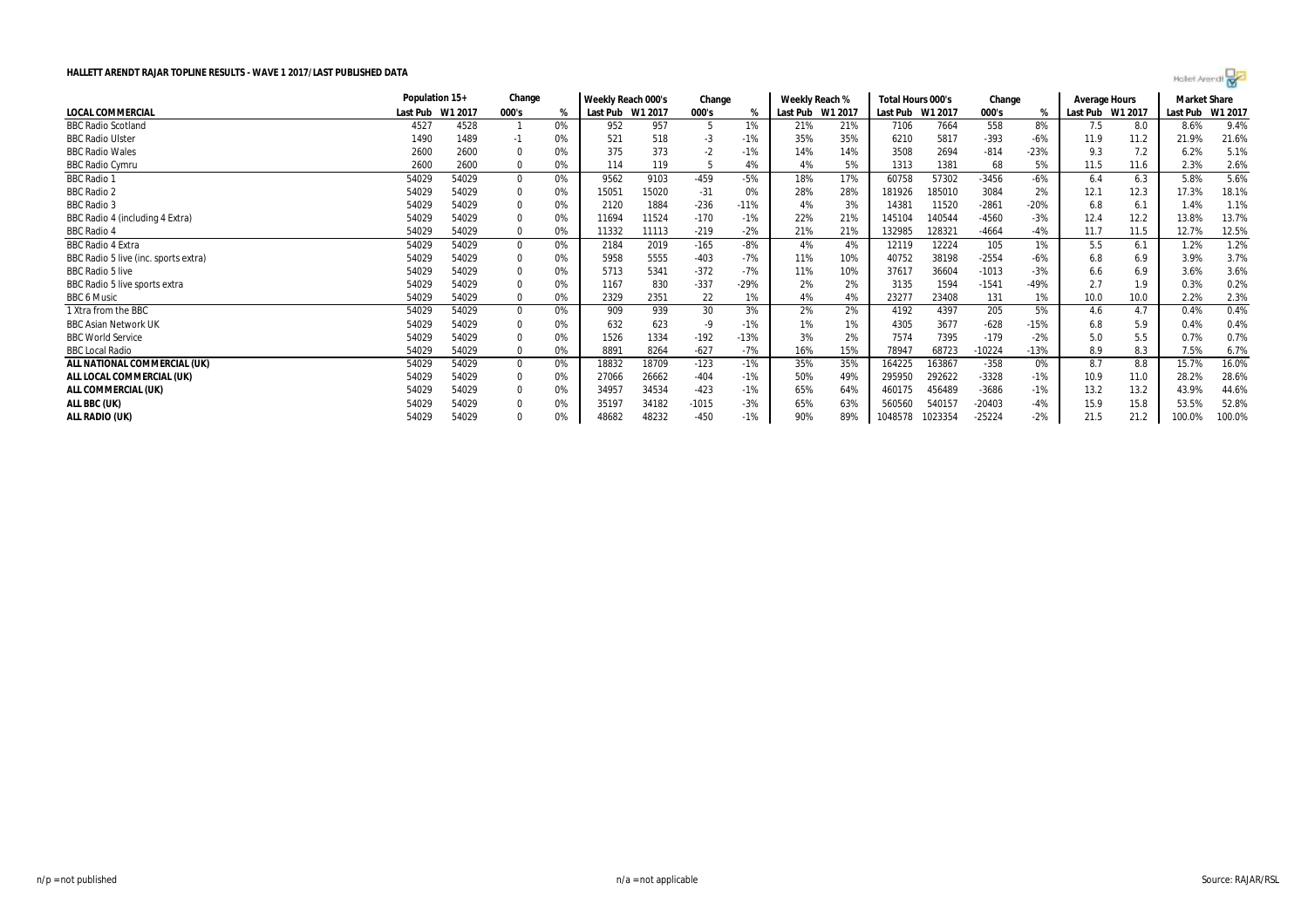**HALLETT ARENDT RAJAR TOPLINE RESULTS - WAVE 1 2017/LAST PUBLISHED DATA**

| LOCAL COMMERCIAL | Population 15+ | | Change | | Weekly Reach 000's | | Change | | Weekly Reach % | | Total Hours 000's | | Change | | Average Hours | | Market Share | |
|---|---|---|---|---|---|---|---|---|---|---|---|---|---|---|---|---|---|---|
| | Last Pub | W1 2017 | 000's | % | Last Pub | W1 2017 | 000's | % | Last Pub | W1 2017 | Last Pub | W1 2017 | 000's | % | Last Pub | W1 2017 | Last Pub | W1 2017 |
| BBC Radio Scotland | 4527 | 4528 | 1 | 0% | 952 | 957 | 5 | 1% | 21% | 21% | 7106 | 7664 | 558 | 8% | 7.5 | 8.0 | 8.6% | 9.4% |
| BBC Radio Ulster | 1490 | 1489 | -1 | 0% | 521 | 518 | -3 | -1% | 35% | 35% | 6210 | 5817 | -393 | -6% | 11.9 | 11.2 | 21.9% | 21.6% |
| BBC Radio Wales | 2600 | 2600 | 0 | 0% | 375 | 373 | -2 | -1% | 14% | 14% | 3508 | 2694 | -814 | -23% | 9.3 | 7.2 | 6.2% | 5.1% |
| BBC Radio Cymru | 2600 | 2600 | 0 | 0% | 114 | 119 | 5 | 4% | 4% | 5% | 1313 | 1381 | 68 | 5% | 11.5 | 11.6 | 2.3% | 2.6% |
| BBC Radio 1 | 54029 | 54029 | 0 | 0% | 9562 | 9103 | -459 | -5% | 18% | 17% | 60758 | 57302 | -3456 | -6% | 6.4 | 6.3 | 5.8% | 5.6% |
| BBC Radio 2 | 54029 | 54029 | 0 | 0% | 15051 | 15020 | -31 | 0% | 28% | 28% | 181926 | 185010 | 3084 | 2% | 12.1 | 12.3 | 17.3% | 18.1% |
| BBC Radio 3 | 54029 | 54029 | 0 | 0% | 2120 | 1884 | -236 | -11% | 4% | 3% | 14381 | 11520 | -2861 | -20% | 6.8 | 6.1 | 1.4% | 1.1% |
| BBC Radio 4 (including 4 Extra) | 54029 | 54029 | 0 | 0% | 11694 | 11524 | -170 | -1% | 22% | 21% | 145104 | 140544 | -4560 | -3% | 12.4 | 12.2 | 13.8% | 13.7% |
| BBC Radio 4 | 54029 | 54029 | 0 | 0% | 11332 | 11113 | -219 | -2% | 21% | 21% | 132985 | 128321 | -4664 | -4% | 11.7 | 11.5 | 12.7% | 12.5% |
| BBC Radio 4 Extra | 54029 | 54029 | 0 | 0% | 2184 | 2019 | -165 | -8% | 4% | 4% | 12119 | 12224 | 105 | 1% | 5.5 | 6.1 | 1.2% | 1.2% |
| BBC Radio 5 live (inc. sports extra) | 54029 | 54029 | 0 | 0% | 5958 | 5555 | -403 | -7% | 11% | 10% | 40752 | 38198 | -2554 | -6% | 6.8 | 6.9 | 3.9% | 3.7% |
| BBC Radio 5 live | 54029 | 54029 | 0 | 0% | 5713 | 5341 | -372 | -7% | 11% | 10% | 37617 | 36604 | -1013 | -3% | 6.6 | 6.9 | 3.6% | 3.6% |
| BBC Radio 5 live sports extra | 54029 | 54029 | 0 | 0% | 1167 | 830 | -337 | -29% | 2% | 2% | 3135 | 1594 | -1541 | -49% | 2.7 | 1.9 | 0.3% | 0.2% |
| BBC 6 Music | 54029 | 54029 | 0 | 0% | 2329 | 2351 | 22 | 1% | 4% | 4% | 23277 | 23408 | 131 | 1% | 10.0 | 10.0 | 2.2% | 2.3% |
| 1 Xtra from the BBC | 54029 | 54029 | 0 | 0% | 909 | 939 | 30 | 3% | 2% | 2% | 4192 | 4397 | 205 | 5% | 4.6 | 4.7 | 0.4% | 0.4% |
| BBC Asian Network UK | 54029 | 54029 | 0 | 0% | 632 | 623 | -9 | -1% | 1% | 1% | 4305 | 3677 | -628 | -15% | 6.8 | 5.9 | 0.4% | 0.4% |
| BBC World Service | 54029 | 54029 | 0 | 0% | 1526 | 1334 | -192 | -13% | 3% | 2% | 7574 | 7395 | -179 | -2% | 5.0 | 5.5 | 0.7% | 0.7% |
| BBC Local Radio | 54029 | 54029 | 0 | 0% | 8891 | 8264 | -627 | -7% | 16% | 15% | 78947 | 68723 | -10224 | -13% | 8.9 | 8.3 | 7.5% | 6.7% |
| **ALL NATIONAL COMMERCIAL (UK)** | 54029 | 54029 | 0 | 0% | 18832 | 18709 | -123 | -1% | 35% | 35% | 164225 | 163867 | -358 | 0% | 8.7 | 8.8 | 15.7% | 16.0% |
| **ALL LOCAL COMMERCIAL (UK)** | 54029 | 54029 | 0 | 0% | 27066 | 26662 | -404 | -1% | 50% | 49% | 295950 | 292622 | -3328 | -1% | 10.9 | 11.0 | 28.2% | 28.6% |
| **ALL COMMERCIAL (UK)** | 54029 | 54029 | 0 | 0% | 34957 | 34534 | -423 | -1% | 65% | 64% | 460175 | 456489 | -3686 | -1% | 13.2 | 13.2 | 43.9% | 44.6% |
| **ALL BBC (UK)** | 54029 | 54029 | 0 | 0% | 35197 | 34182 | -1015 | -3% | 65% | 63% | 560560 | 540157 | -20403 | -4% | 15.9 | 15.8 | 53.5% | 52.8% |
| **ALL RADIO (UK)** | 54029 | 54029 | 0 | 0% | 48682 | 48232 | -450 | -1% | 90% | 89% | 1048578 | 1023354 | -25224 | -2% | 21.5 | 21.2 | 100.0% | 100.0% |

n/p = not published

n/a = not applicable

Source: RAJAR/RSL